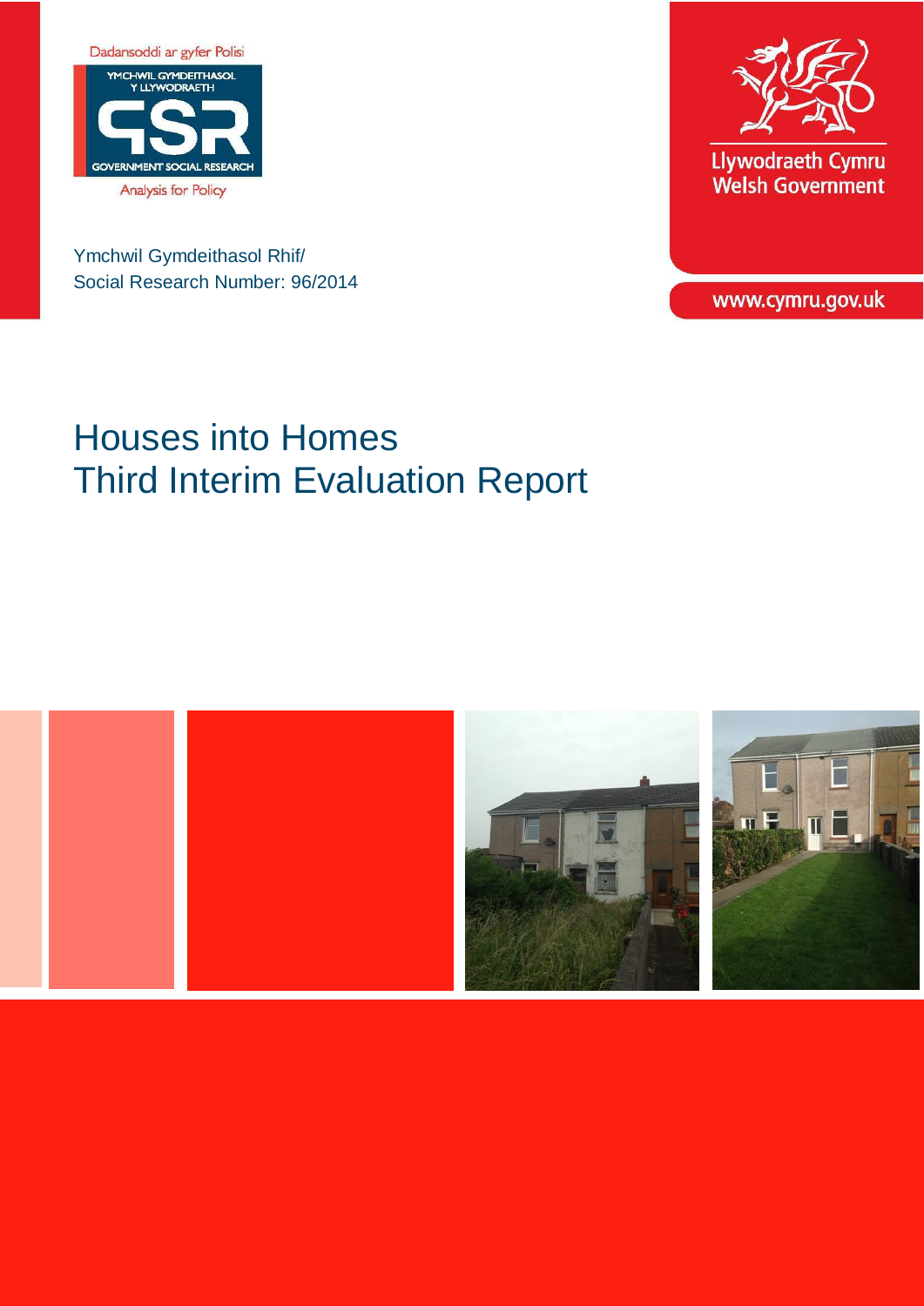Dadansoddi ar gyfer Polisi

YMCHWIL GYMDEITHASOL Y LLYWODRAETH

GOVERNMENT SOCIAL RESEARCH

Analysis for Policy

Ymchwil Gymdeithasol Rhif/
Social Research Number: 96/2014

Llywodraeth Cymru
Welsh Government

www.cymru.gov.uk

# Houses into Homes
# Third Interim Evaluation Report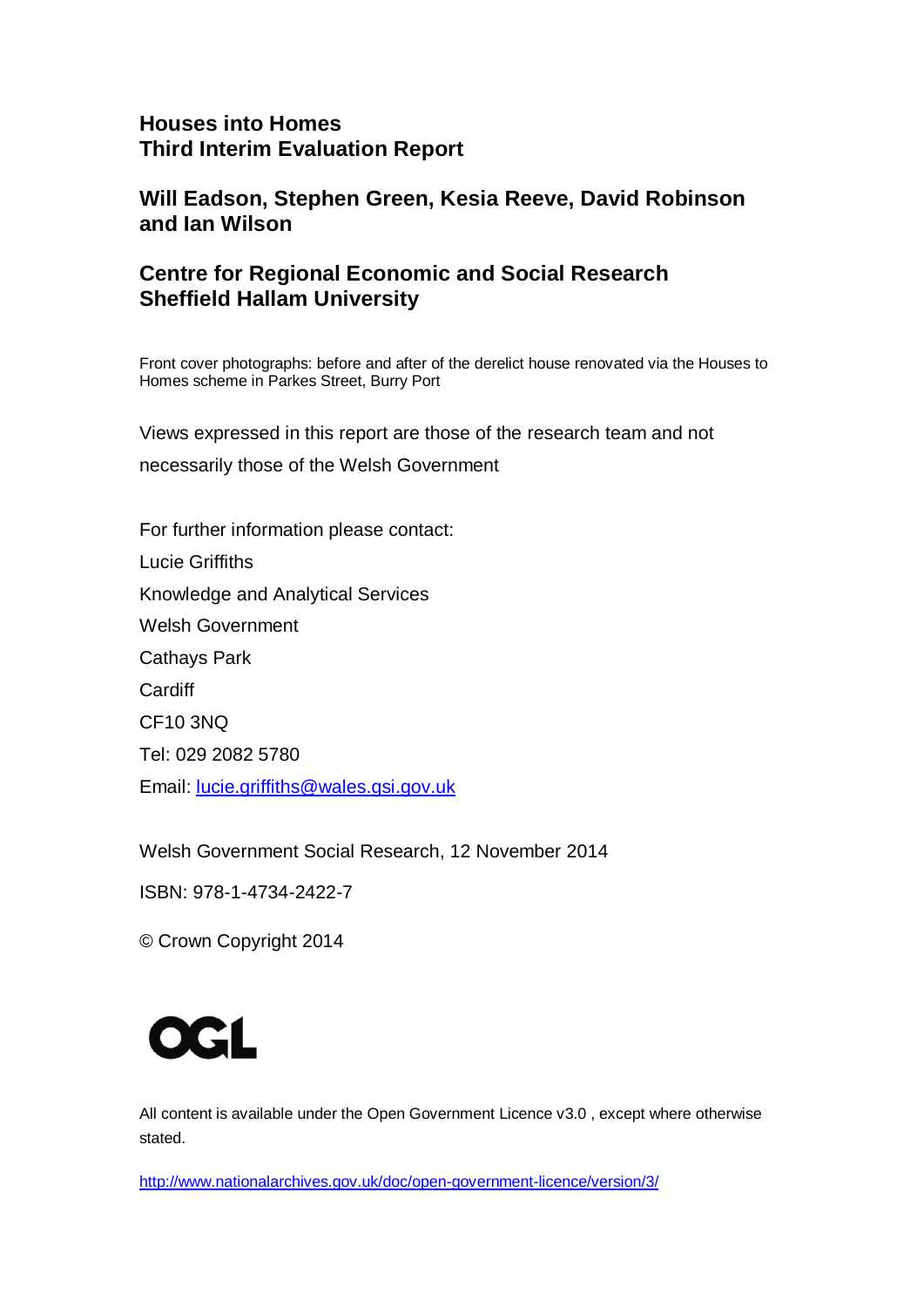**Houses into Homes**
**Third Interim Evaluation Report**

**Will Eadson, Stephen Green, Kesia Reeve, David Robinson and Ian Wilson**

**Centre for Regional Economic and Social Research**
**Sheffield Hallam University**

Front cover photographs: before and after of the derelict house renovated via the Houses to Homes scheme in Parkes Street, Burry Port

Views expressed in this report are those of the research team and not necessarily those of the Welsh Government

For further information please contact:
Lucie Griffiths
Knowledge and Analytical Services
Welsh Government
Cathays Park
Cardiff
CF10 3NQ
Tel: 029 2082 5780
Email: lucie.griffiths@wales.gsi.gov.uk

Welsh Government Social Research, 12 November 2014

ISBN: 978-1-4734-2422-7

© Crown Copyright 2014

OGL

All content is available under the Open Government Licence v3.0 , except where otherwise stated.

http://www.nationalarchives.gov.uk/doc/open-government-licence/version/3/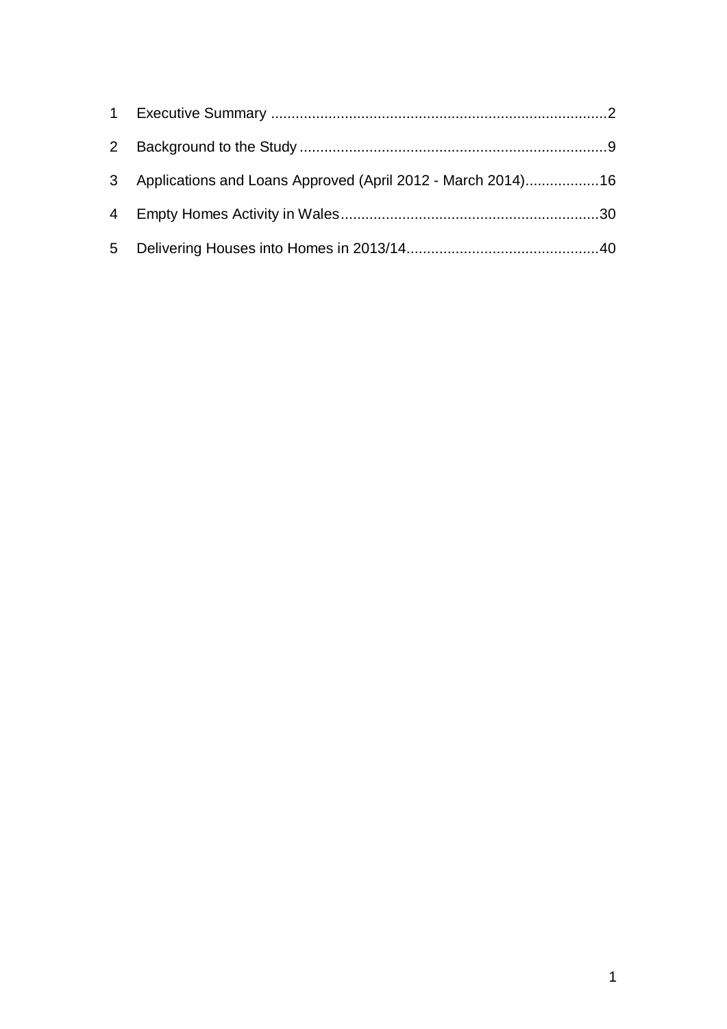1 Executive Summary .....2

2 Background to the Study .....9

3 Applications and Loans Approved (April 2012 - March 2014).....16

4 Empty Homes Activity in Wales.....30

5 Delivering Houses into Homes in 2013/14.....40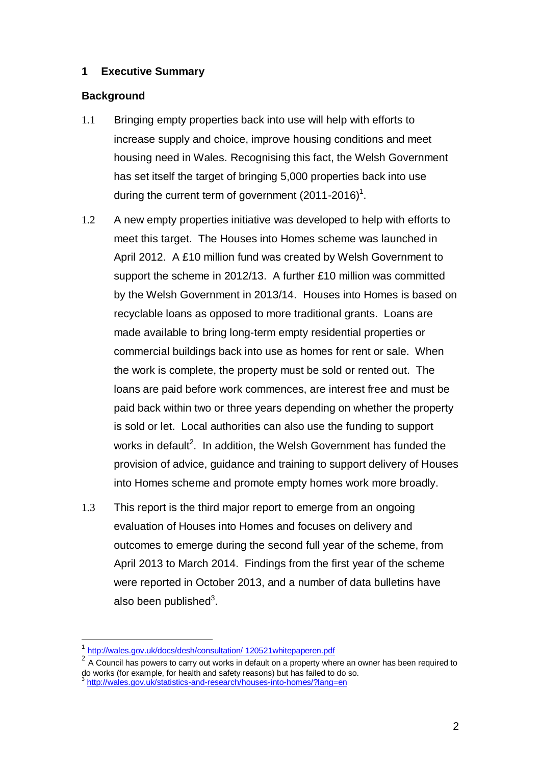# 1 Executive Summary

## Background

1.1 Bringing empty properties back into use will help with efforts to increase supply and choice, improve housing conditions and meet housing need in Wales. Recognising this fact, the Welsh Government has set itself the target of bringing 5,000 properties back into use during the current term of government (2011-2016)[1].

1.2 A new empty properties initiative was developed to help with efforts to meet this target. The Houses into Homes scheme was launched in April 2012. A £10 million fund was created by Welsh Government to support the scheme in 2012/13. A further £10 million was committed by the Welsh Government in 2013/14. Houses into Homes is based on recyclable loans as opposed to more traditional grants. Loans are made available to bring long-term empty residential properties or commercial buildings back into use as homes for rent or sale. When the work is complete, the property must be sold or rented out. The loans are paid before work commences, are interest free and must be paid back within two or three years depending on whether the property is sold or let. Local authorities can also use the funding to support works in default[2]. In addition, the Welsh Government has funded the provision of advice, guidance and training to support delivery of Houses into Homes scheme and promote empty homes work more broadly.

1.3 This report is the third major report to emerge from an ongoing evaluation of Houses into Homes and focuses on delivery and outcomes to emerge during the second full year of the scheme, from April 2013 to March 2014. Findings from the first year of the scheme were reported in October 2013, and a number of data bulletins have also been published[3].

---

[1] http://wales.gov.uk/docs/desh/consultation/ 120521whitepaperen.pdf

[2] A Council has powers to carry out works in default on a property where an owner has been required to do works (for example, for health and safety reasons) but has failed to do so.

[3] http://wales.gov.uk/statistics-and-research/houses-into-homes/?lang=en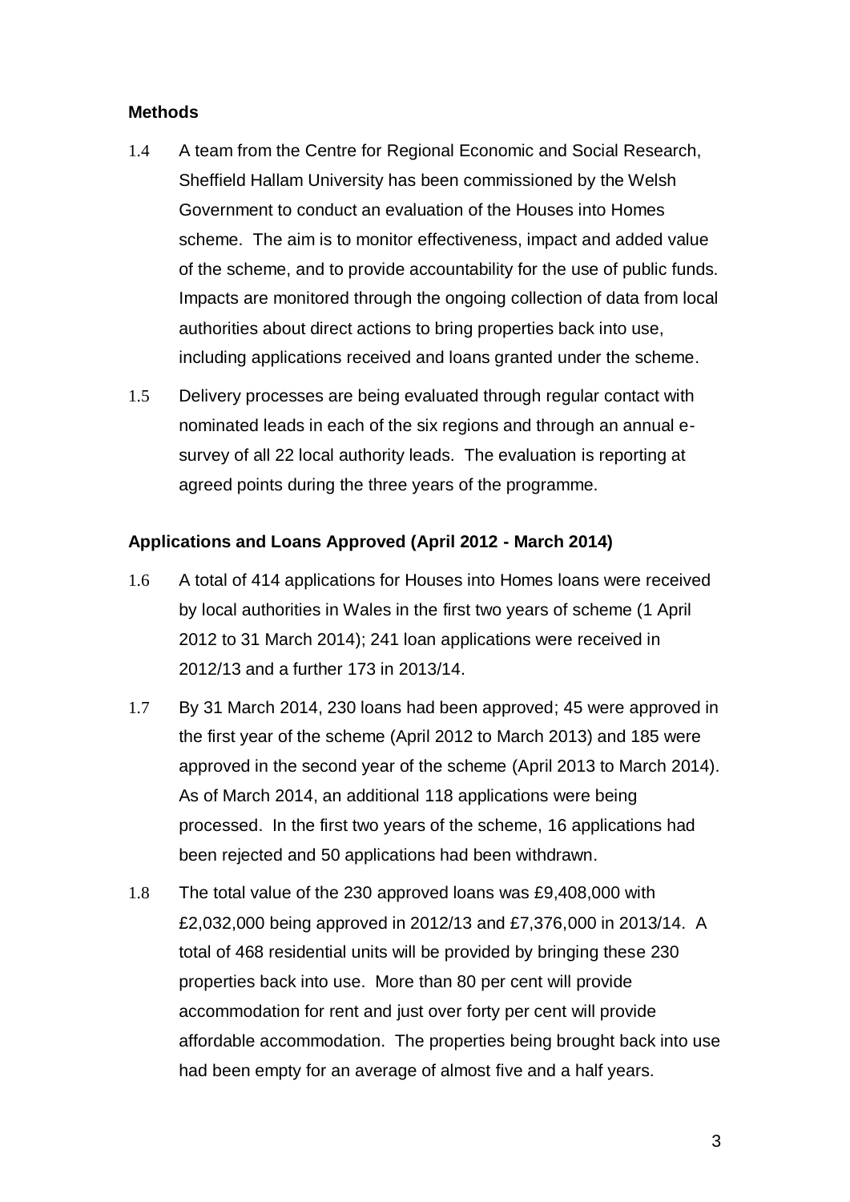### Methods

1.4 A team from the Centre for Regional Economic and Social Research, Sheffield Hallam University has been commissioned by the Welsh Government to conduct an evaluation of the Houses into Homes scheme. The aim is to monitor effectiveness, impact and added value of the scheme, and to provide accountability for the use of public funds. Impacts are monitored through the ongoing collection of data from local authorities about direct actions to bring properties back into use, including applications received and loans granted under the scheme.

1.5 Delivery processes are being evaluated through regular contact with nominated leads in each of the six regions and through an annual e-survey of all 22 local authority leads. The evaluation is reporting at agreed points during the three years of the programme.

### Applications and Loans Approved (April 2012 - March 2014)

1.6 A total of 414 applications for Houses into Homes loans were received by local authorities in Wales in the first two years of scheme (1 April 2012 to 31 March 2014); 241 loan applications were received in 2012/13 and a further 173 in 2013/14.

1.7 By 31 March 2014, 230 loans had been approved; 45 were approved in the first year of the scheme (April 2012 to March 2013) and 185 were approved in the second year of the scheme (April 2013 to March 2014). As of March 2014, an additional 118 applications were being processed. In the first two years of the scheme, 16 applications had been rejected and 50 applications had been withdrawn.

1.8 The total value of the 230 approved loans was £9,408,000 with £2,032,000 being approved in 2012/13 and £7,376,000 in 2013/14. A total of 468 residential units will be provided by bringing these 230 properties back into use. More than 80 per cent will provide accommodation for rent and just over forty per cent will provide affordable accommodation. The properties being brought back into use had been empty for an average of almost five and a half years.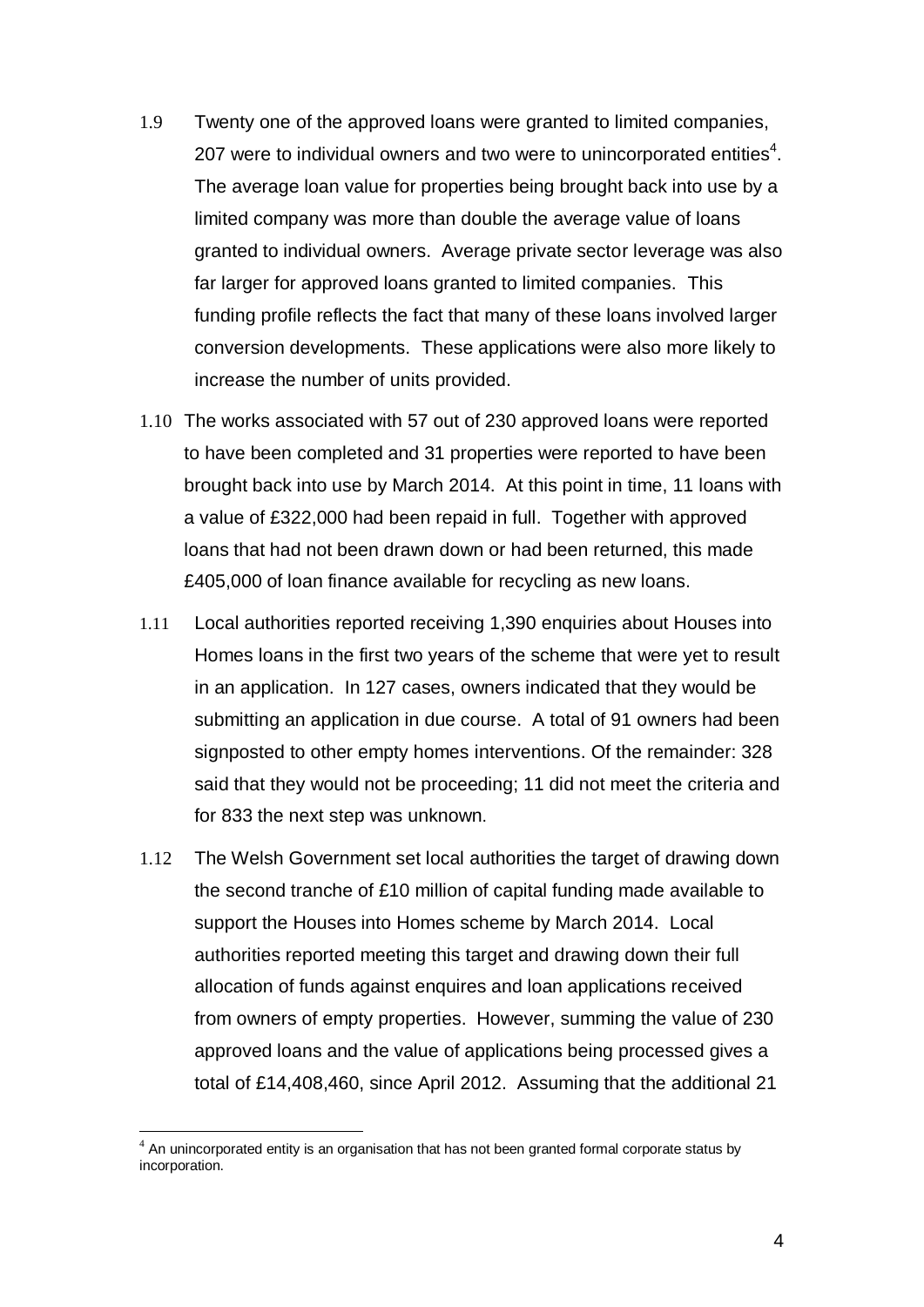1.9 Twenty one of the approved loans were granted to limited companies, 207 were to individual owners and two were to unincorporated entities[4]. The average loan value for properties being brought back into use by a limited company was more than double the average value of loans granted to individual owners. Average private sector leverage was also far larger for approved loans granted to limited companies. This funding profile reflects the fact that many of these loans involved larger conversion developments. These applications were also more likely to increase the number of units provided.

1.10 The works associated with 57 out of 230 approved loans were reported to have been completed and 31 properties were reported to have been brought back into use by March 2014. At this point in time, 11 loans with a value of £322,000 had been repaid in full. Together with approved loans that had not been drawn down or had been returned, this made £405,000 of loan finance available for recycling as new loans.

1.11 Local authorities reported receiving 1,390 enquiries about Houses into Homes loans in the first two years of the scheme that were yet to result in an application. In 127 cases, owners indicated that they would be submitting an application in due course. A total of 91 owners had been signposted to other empty homes interventions. Of the remainder: 328 said that they would not be proceeding; 11 did not meet the criteria and for 833 the next step was unknown.

1.12 The Welsh Government set local authorities the target of drawing down the second tranche of £10 million of capital funding made available to support the Houses into Homes scheme by March 2014. Local authorities reported meeting this target and drawing down their full allocation of funds against enquires and loan applications received from owners of empty properties. However, summing the value of 230 approved loans and the value of applications being processed gives a total of £14,408,460, since April 2012. Assuming that the additional 21

[4] An unincorporated entity is an organisation that has not been granted formal corporate status by incorporation.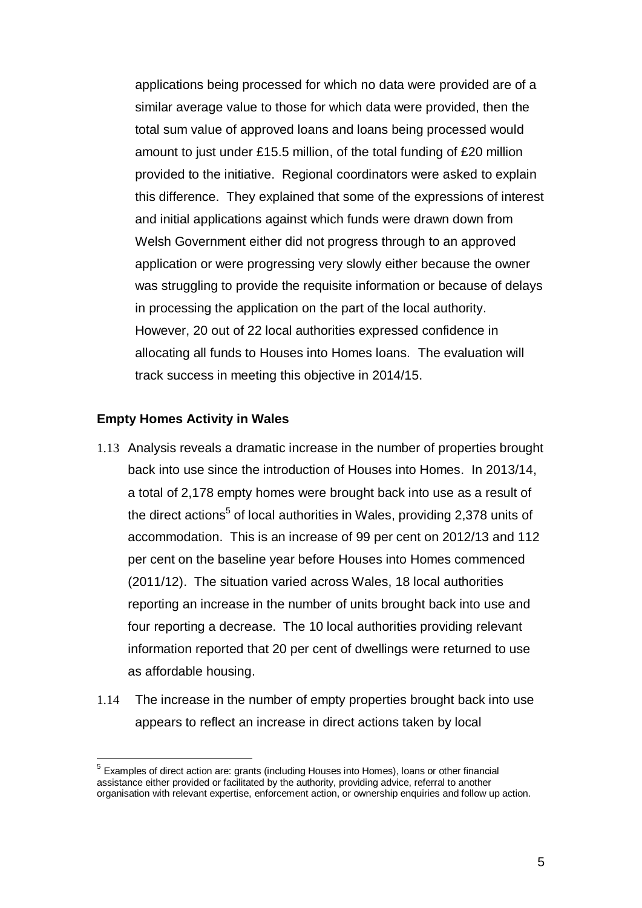applications being processed for which no data were provided are of a similar average value to those for which data were provided, then the total sum value of approved loans and loans being processed would amount to just under £15.5 million, of the total funding of £20 million provided to the initiative. Regional coordinators were asked to explain this difference. They explained that some of the expressions of interest and initial applications against which funds were drawn down from Welsh Government either did not progress through to an approved application or were progressing very slowly either because the owner was struggling to provide the requisite information or because of delays in processing the application on the part of the local authority. However, 20 out of 22 local authorities expressed confidence in allocating all funds to Houses into Homes loans. The evaluation will track success in meeting this objective in 2014/15.

**Empty Homes Activity in Wales**

1.13 Analysis reveals a dramatic increase in the number of properties brought back into use since the introduction of Houses into Homes. In 2013/14, a total of 2,178 empty homes were brought back into use as a result of the direct actions[5] of local authorities in Wales, providing 2,378 units of accommodation. This is an increase of 99 per cent on 2012/13 and 112 per cent on the baseline year before Houses into Homes commenced (2011/12). The situation varied across Wales, 18 local authorities reporting an increase in the number of units brought back into use and four reporting a decrease. The 10 local authorities providing relevant information reported that 20 per cent of dwellings were returned to use as affordable housing.

1.14 The increase in the number of empty properties brought back into use appears to reflect an increase in direct actions taken by local

[5] Examples of direct action are: grants (including Houses into Homes), loans or other financial assistance either provided or facilitated by the authority, providing advice, referral to another organisation with relevant expertise, enforcement action, or ownership enquiries and follow up action.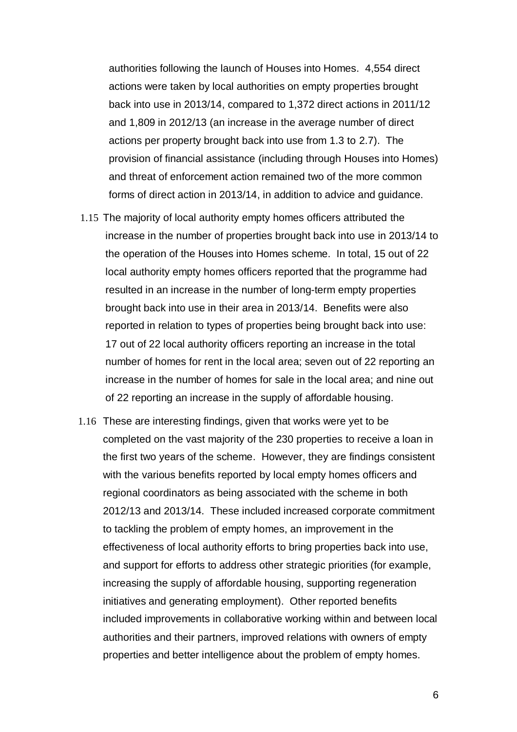authorities following the launch of Houses into Homes. 4,554 direct actions were taken by local authorities on empty properties brought back into use in 2013/14, compared to 1,372 direct actions in 2011/12 and 1,809 in 2012/13 (an increase in the average number of direct actions per property brought back into use from 1.3 to 2.7). The provision of financial assistance (including through Houses into Homes) and threat of enforcement action remained two of the more common forms of direct action in 2013/14, in addition to advice and guidance.

1.15 The majority of local authority empty homes officers attributed the increase in the number of properties brought back into use in 2013/14 to the operation of the Houses into Homes scheme. In total, 15 out of 22 local authority empty homes officers reported that the programme had resulted in an increase in the number of long-term empty properties brought back into use in their area in 2013/14. Benefits were also reported in relation to types of properties being brought back into use: 17 out of 22 local authority officers reporting an increase in the total number of homes for rent in the local area; seven out of 22 reporting an increase in the number of homes for sale in the local area; and nine out of 22 reporting an increase in the supply of affordable housing.

1.16 These are interesting findings, given that works were yet to be completed on the vast majority of the 230 properties to receive a loan in the first two years of the scheme. However, they are findings consistent with the various benefits reported by local empty homes officers and regional coordinators as being associated with the scheme in both 2012/13 and 2013/14. These included increased corporate commitment to tackling the problem of empty homes, an improvement in the effectiveness of local authority efforts to bring properties back into use, and support for efforts to address other strategic priorities (for example, increasing the supply of affordable housing, supporting regeneration initiatives and generating employment). Other reported benefits included improvements in collaborative working within and between local authorities and their partners, improved relations with owners of empty properties and better intelligence about the problem of empty homes.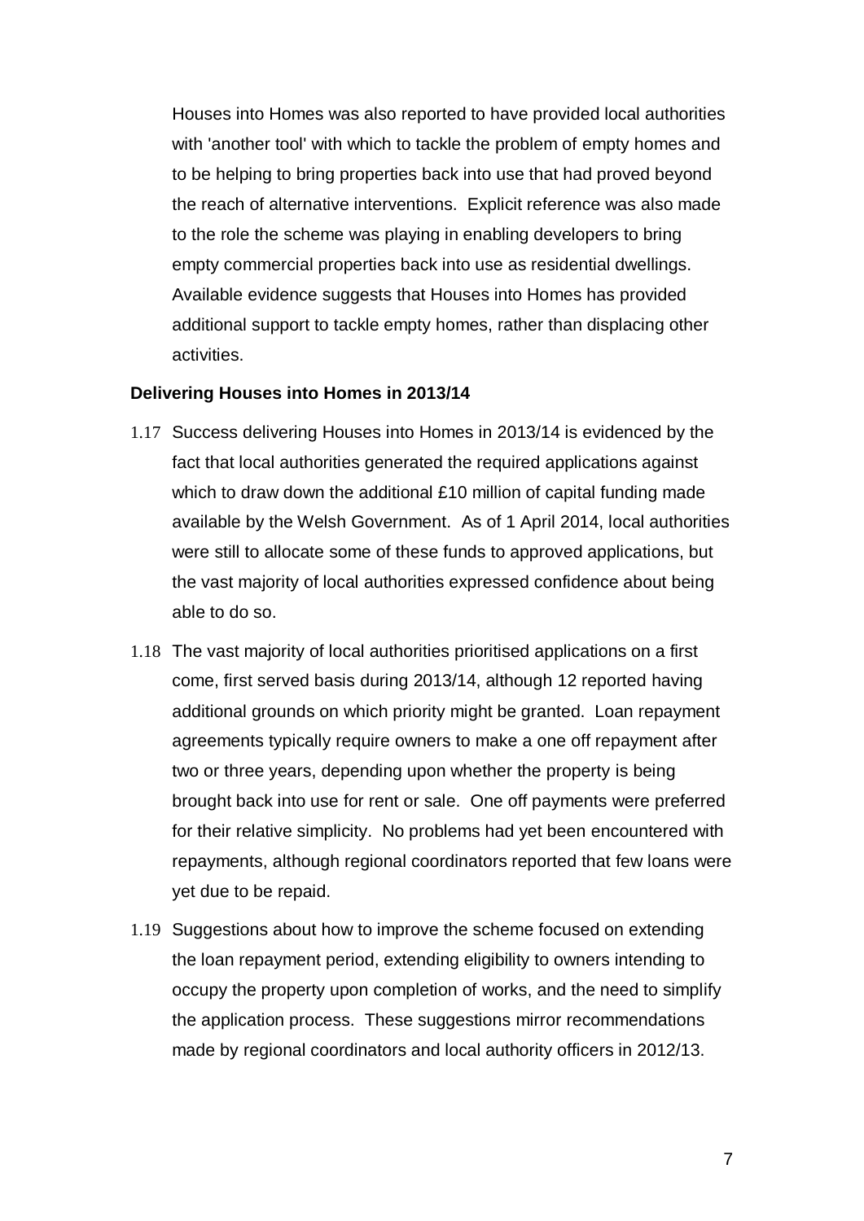Houses into Homes was also reported to have provided local authorities with 'another tool' with which to tackle the problem of empty homes and to be helping to bring properties back into use that had proved beyond the reach of alternative interventions. Explicit reference was also made to the role the scheme was playing in enabling developers to bring empty commercial properties back into use as residential dwellings. Available evidence suggests that Houses into Homes has provided additional support to tackle empty homes, rather than displacing other activities.

**Delivering Houses into Homes in 2013/14**

1.17 Success delivering Houses into Homes in 2013/14 is evidenced by the fact that local authorities generated the required applications against which to draw down the additional £10 million of capital funding made available by the Welsh Government. As of 1 April 2014, local authorities were still to allocate some of these funds to approved applications, but the vast majority of local authorities expressed confidence about being able to do so.

1.18 The vast majority of local authorities prioritised applications on a first come, first served basis during 2013/14, although 12 reported having additional grounds on which priority might be granted. Loan repayment agreements typically require owners to make a one off repayment after two or three years, depending upon whether the property is being brought back into use for rent or sale. One off payments were preferred for their relative simplicity. No problems had yet been encountered with repayments, although regional coordinators reported that few loans were yet due to be repaid.

1.19 Suggestions about how to improve the scheme focused on extending the loan repayment period, extending eligibility to owners intending to occupy the property upon completion of works, and the need to simplify the application process. These suggestions mirror recommendations made by regional coordinators and local authority officers in 2012/13.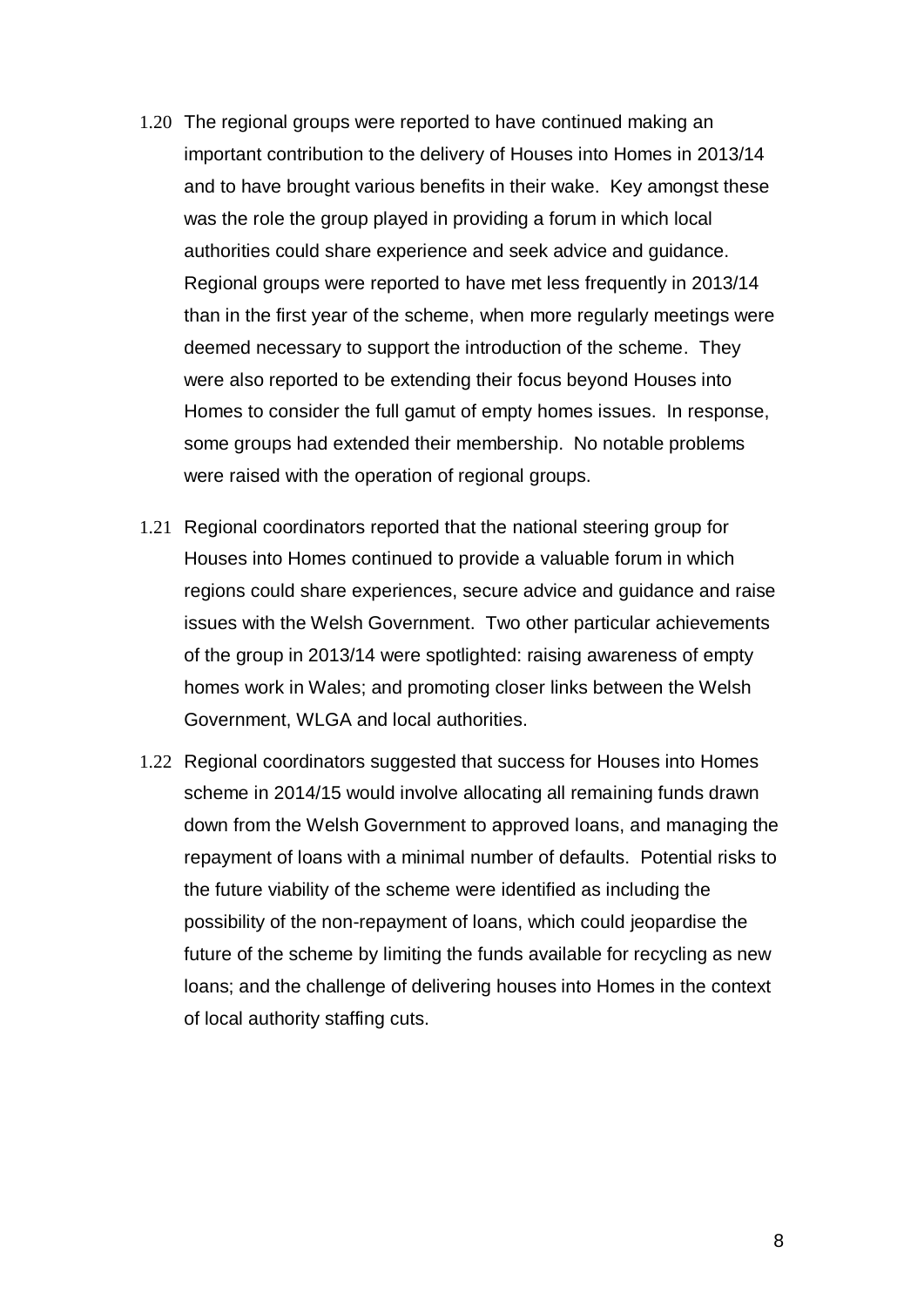1.20 The regional groups were reported to have continued making an important contribution to the delivery of Houses into Homes in 2013/14 and to have brought various benefits in their wake. Key amongst these was the role the group played in providing a forum in which local authorities could share experience and seek advice and guidance. Regional groups were reported to have met less frequently in 2013/14 than in the first year of the scheme, when more regularly meetings were deemed necessary to support the introduction of the scheme. They were also reported to be extending their focus beyond Houses into Homes to consider the full gamut of empty homes issues. In response, some groups had extended their membership. No notable problems were raised with the operation of regional groups.

1.21 Regional coordinators reported that the national steering group for Houses into Homes continued to provide a valuable forum in which regions could share experiences, secure advice and guidance and raise issues with the Welsh Government. Two other particular achievements of the group in 2013/14 were spotlighted: raising awareness of empty homes work in Wales; and promoting closer links between the Welsh Government, WLGA and local authorities.

1.22 Regional coordinators suggested that success for Houses into Homes scheme in 2014/15 would involve allocating all remaining funds drawn down from the Welsh Government to approved loans, and managing the repayment of loans with a minimal number of defaults. Potential risks to the future viability of the scheme were identified as including the possibility of the non-repayment of loans, which could jeopardise the future of the scheme by limiting the funds available for recycling as new loans; and the challenge of delivering houses into Homes in the context of local authority staffing cuts.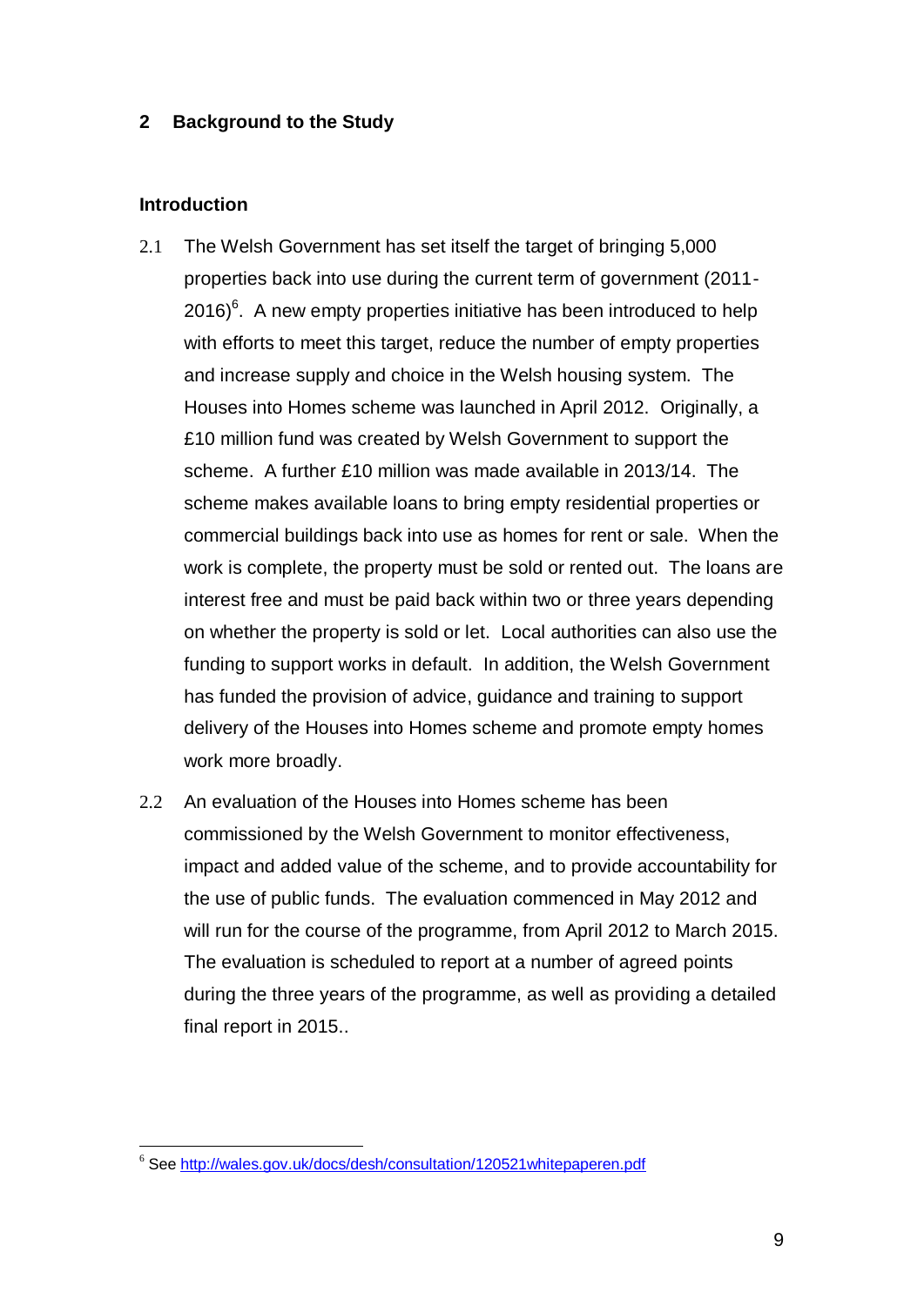## 2 Background to the Study

### Introduction

2.1 The Welsh Government has set itself the target of bringing 5,000 properties back into use during the current term of government (2011-2016)[6]. A new empty properties initiative has been introduced to help with efforts to meet this target, reduce the number of empty properties and increase supply and choice in the Welsh housing system. The Houses into Homes scheme was launched in April 2012. Originally, a £10 million fund was created by Welsh Government to support the scheme. A further £10 million was made available in 2013/14. The scheme makes available loans to bring empty residential properties or commercial buildings back into use as homes for rent or sale. When the work is complete, the property must be sold or rented out. The loans are interest free and must be paid back within two or three years depending on whether the property is sold or let. Local authorities can also use the funding to support works in default. In addition, the Welsh Government has funded the provision of advice, guidance and training to support delivery of the Houses into Homes scheme and promote empty homes work more broadly.

2.2 An evaluation of the Houses into Homes scheme has been commissioned by the Welsh Government to monitor effectiveness, impact and added value of the scheme, and to provide accountability for the use of public funds. The evaluation commenced in May 2012 and will run for the course of the programme, from April 2012 to March 2015. The evaluation is scheduled to report at a number of agreed points during the three years of the programme, as well as providing a detailed final report in 2015..

[6] See http://wales.gov.uk/docs/desh/consultation/120521whitepaperen.pdf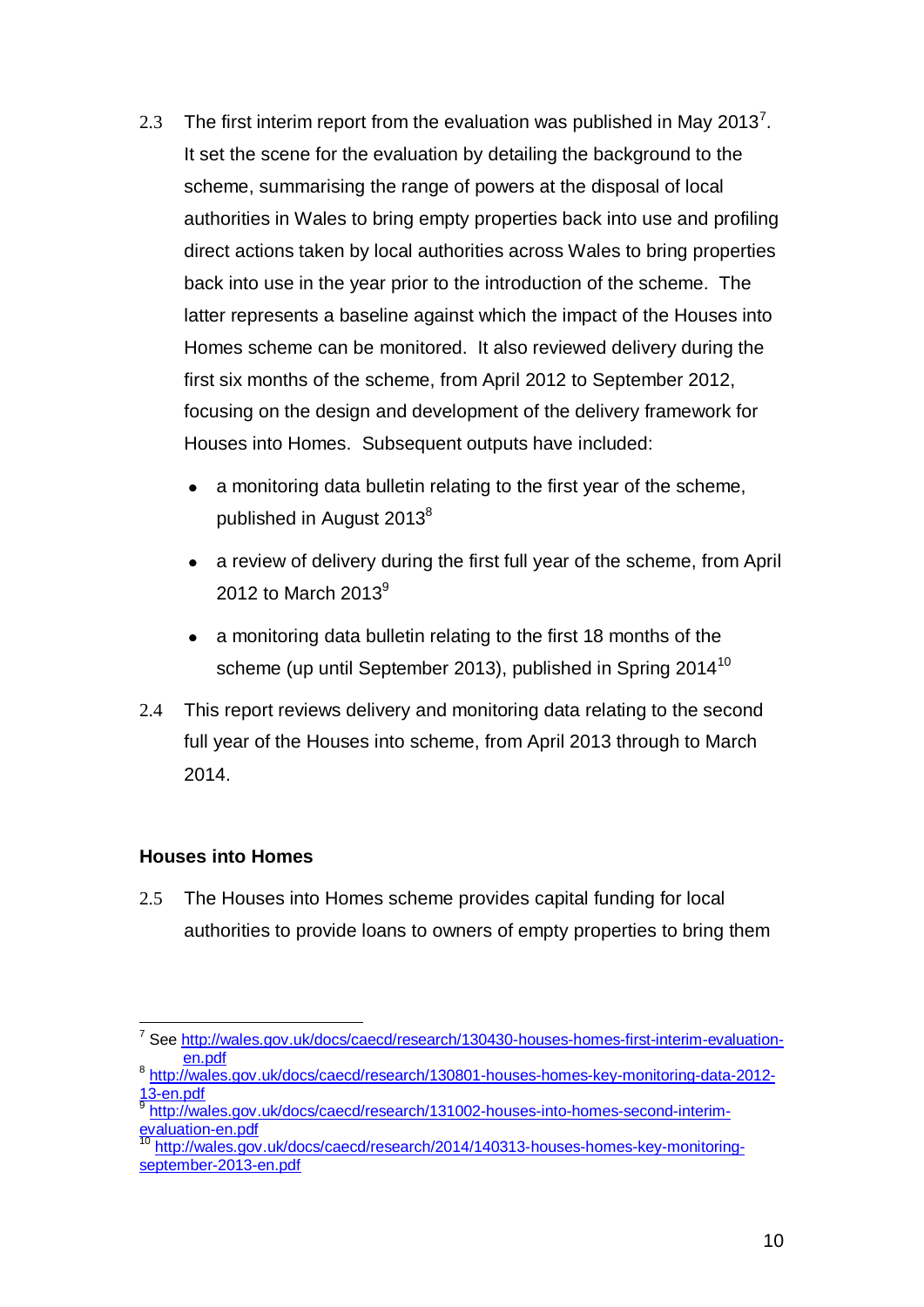2.3 The first interim report from the evaluation was published in May 2013[7]. It set the scene for the evaluation by detailing the background to the scheme, summarising the range of powers at the disposal of local authorities in Wales to bring empty properties back into use and profiling direct actions taken by local authorities across Wales to bring properties back into use in the year prior to the introduction of the scheme. The latter represents a baseline against which the impact of the Houses into Homes scheme can be monitored. It also reviewed delivery during the first six months of the scheme, from April 2012 to September 2012, focusing on the design and development of the delivery framework for Houses into Homes. Subsequent outputs have included:

- a monitoring data bulletin relating to the first year of the scheme, published in August 2013[8]
- a review of delivery during the first full year of the scheme, from April 2012 to March 2013[9]
- a monitoring data bulletin relating to the first 18 months of the scheme (up until September 2013), published in Spring 2014[10]

2.4 This report reviews delivery and monitoring data relating to the second full year of the Houses into scheme, from April 2013 through to March 2014.

## Houses into Homes

2.5 The Houses into Homes scheme provides capital funding for local authorities to provide loans to owners of empty properties to bring them

---

[7] See http://wales.gov.uk/docs/caecd/research/130430-houses-homes-first-interim-evaluation-en.pdf

[8] http://wales.gov.uk/docs/caecd/research/130801-houses-homes-key-monitoring-data-2012-13-en.pdf

[9] http://wales.gov.uk/docs/caecd/research/131002-houses-into-homes-second-interim-evaluation-en.pdf

[10] http://wales.gov.uk/docs/caecd/research/2014/140313-houses-homes-key-monitoring-september-2013-en.pdf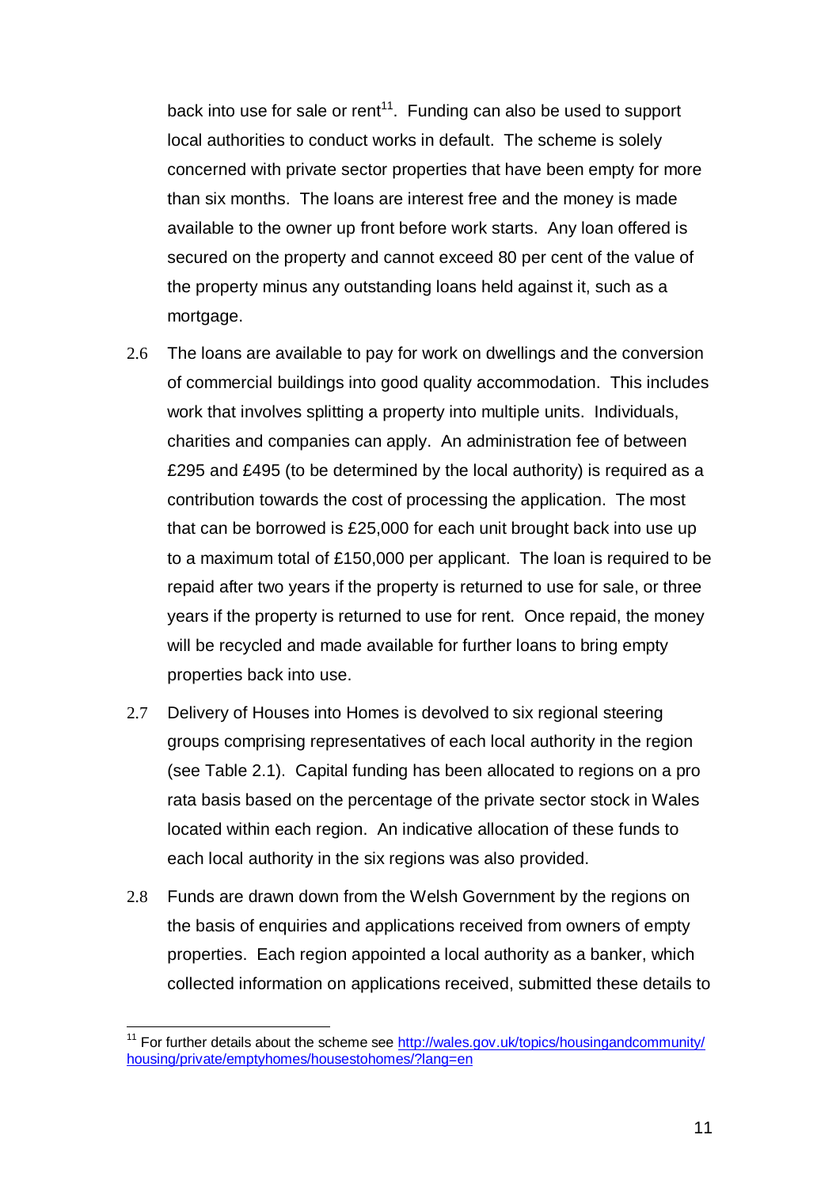back into use for sale or rent[11]. Funding can also be used to support local authorities to conduct works in default. The scheme is solely concerned with private sector properties that have been empty for more than six months. The loans are interest free and the money is made available to the owner up front before work starts. Any loan offered is secured on the property and cannot exceed 80 per cent of the value of the property minus any outstanding loans held against it, such as a mortgage.

2.6 The loans are available to pay for work on dwellings and the conversion of commercial buildings into good quality accommodation. This includes work that involves splitting a property into multiple units. Individuals, charities and companies can apply. An administration fee of between £295 and £495 (to be determined by the local authority) is required as a contribution towards the cost of processing the application. The most that can be borrowed is £25,000 for each unit brought back into use up to a maximum total of £150,000 per applicant. The loan is required to be repaid after two years if the property is returned to use for sale, or three years if the property is returned to use for rent. Once repaid, the money will be recycled and made available for further loans to bring empty properties back into use.

2.7 Delivery of Houses into Homes is devolved to six regional steering groups comprising representatives of each local authority in the region (see Table 2.1). Capital funding has been allocated to regions on a pro rata basis based on the percentage of the private sector stock in Wales located within each region. An indicative allocation of these funds to each local authority in the six regions was also provided.

2.8 Funds are drawn down from the Welsh Government by the regions on the basis of enquiries and applications received from owners of empty properties. Each region appointed a local authority as a banker, which collected information on applications received, submitted these details to

[11] For further details about the scheme see http://wales.gov.uk/topics/housingandcommunity/housing/private/emptyhomes/housestohomes/?lang=en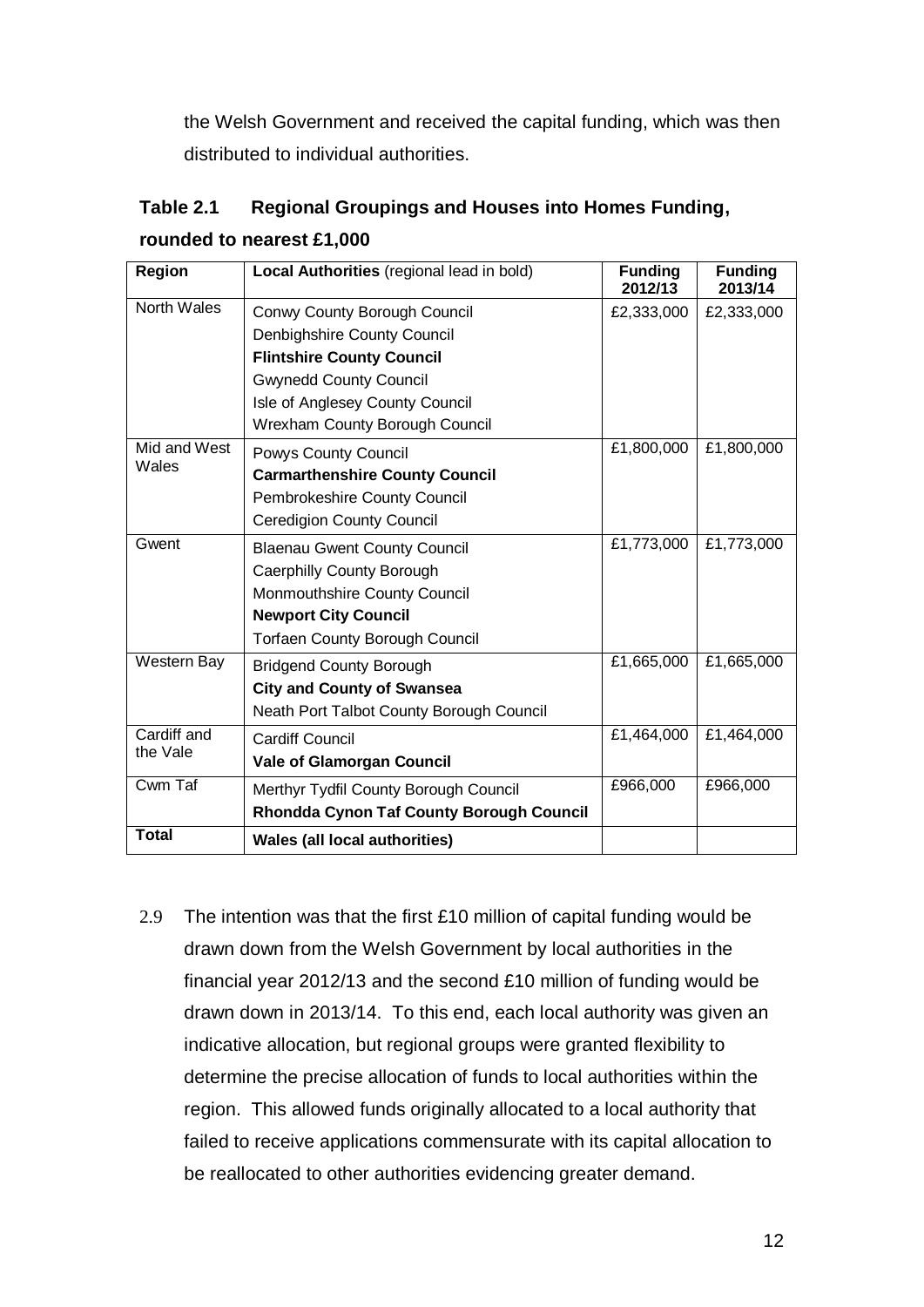the Welsh Government and received the capital funding, which was then distributed to individual authorities.

**Table 2.1 Regional Groupings and Houses into Homes Funding, rounded to nearest £1,000**

| Region | Local Authorities (regional lead in bold) | Funding 2012/13 | Funding 2013/14 |
|---|---|---|---|
| North Wales | Conwy County Borough Council<br>Denbighshire County Council<br>**Flintshire County Council**<br>Gwynedd County Council<br>Isle of Anglesey County Council<br>Wrexham County Borough Council | £2,333,000 | £2,333,000 |
| Mid and West Wales | Powys County Council<br>**Carmarthenshire County Council**<br>Pembrokeshire County Council<br>Ceredigion County Council | £1,800,000 | £1,800,000 |
| Gwent | Blaenau Gwent County Council<br>Caerphilly County Borough<br>Monmouthshire County Council<br>**Newport City Council**<br>Torfaen County Borough Council | £1,773,000 | £1,773,000 |
| Western Bay | Bridgend County Borough<br>**City and County of Swansea**<br>Neath Port Talbot County Borough Council | £1,665,000 | £1,665,000 |
| Cardiff and the Vale | Cardiff Council<br>**Vale of Glamorgan Council** | £1,464,000 | £1,464,000 |
| Cwm Taf | Merthyr Tydfil County Borough Council<br>**Rhondda Cynon Taf County Borough Council** | £966,000 | £966,000 |
| **Total** | **Wales (all local authorities)** | | |

2.9 The intention was that the first £10 million of capital funding would be drawn down from the Welsh Government by local authorities in the financial year 2012/13 and the second £10 million of funding would be drawn down in 2013/14. To this end, each local authority was given an indicative allocation, but regional groups were granted flexibility to determine the precise allocation of funds to local authorities within the region. This allowed funds originally allocated to a local authority that failed to receive applications commensurate with its capital allocation to be reallocated to other authorities evidencing greater demand.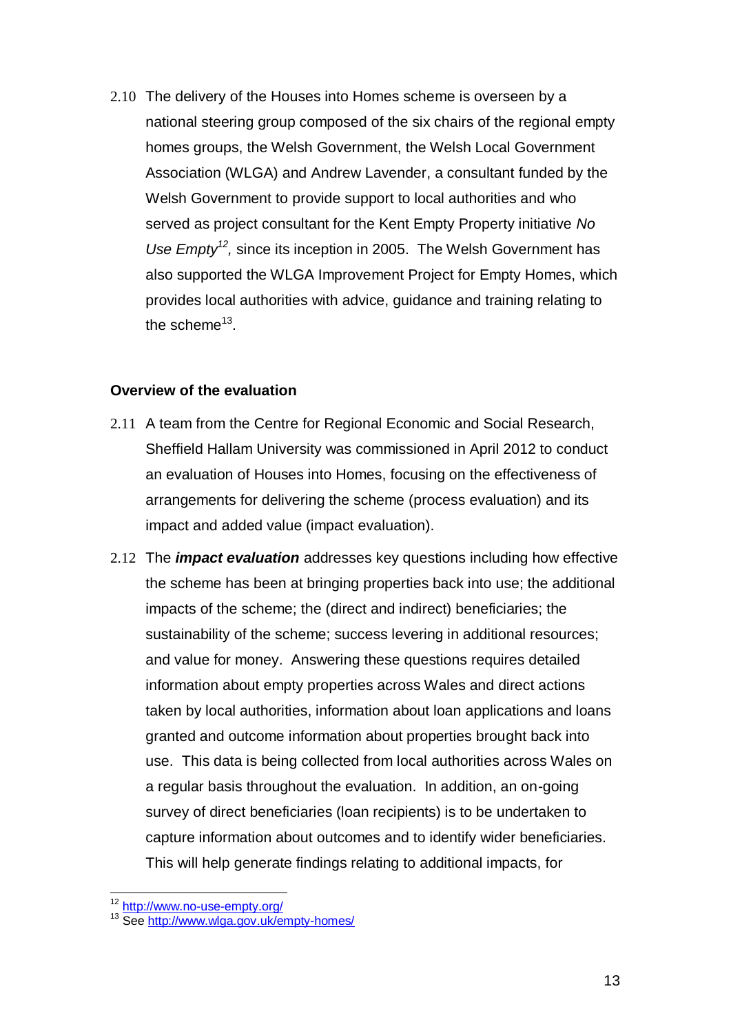2.10 The delivery of the Houses into Homes scheme is overseen by a national steering group composed of the six chairs of the regional empty homes groups, the Welsh Government, the Welsh Local Government Association (WLGA) and Andrew Lavender, a consultant funded by the Welsh Government to provide support to local authorities and who served as project consultant for the Kent Empty Property initiative *No Use Empty*[12], since its inception in 2005. The Welsh Government has also supported the WLGA Improvement Project for Empty Homes, which provides local authorities with advice, guidance and training relating to the scheme[13].

**Overview of the evaluation**

2.11 A team from the Centre for Regional Economic and Social Research, Sheffield Hallam University was commissioned in April 2012 to conduct an evaluation of Houses into Homes, focusing on the effectiveness of arrangements for delivering the scheme (process evaluation) and its impact and added value (impact evaluation).

2.12 The ***impact evaluation*** addresses key questions including how effective the scheme has been at bringing properties back into use; the additional impacts of the scheme; the (direct and indirect) beneficiaries; the sustainability of the scheme; success levering in additional resources; and value for money. Answering these questions requires detailed information about empty properties across Wales and direct actions taken by local authorities, information about loan applications and loans granted and outcome information about properties brought back into use. This data is being collected from local authorities across Wales on a regular basis throughout the evaluation. In addition, an on-going survey of direct beneficiaries (loan recipients) is to be undertaken to capture information about outcomes and to identify wider beneficiaries. This will help generate findings relating to additional impacts, for

[12] http://www.no-use-empty.org/

[13] See http://www.wlga.gov.uk/empty-homes/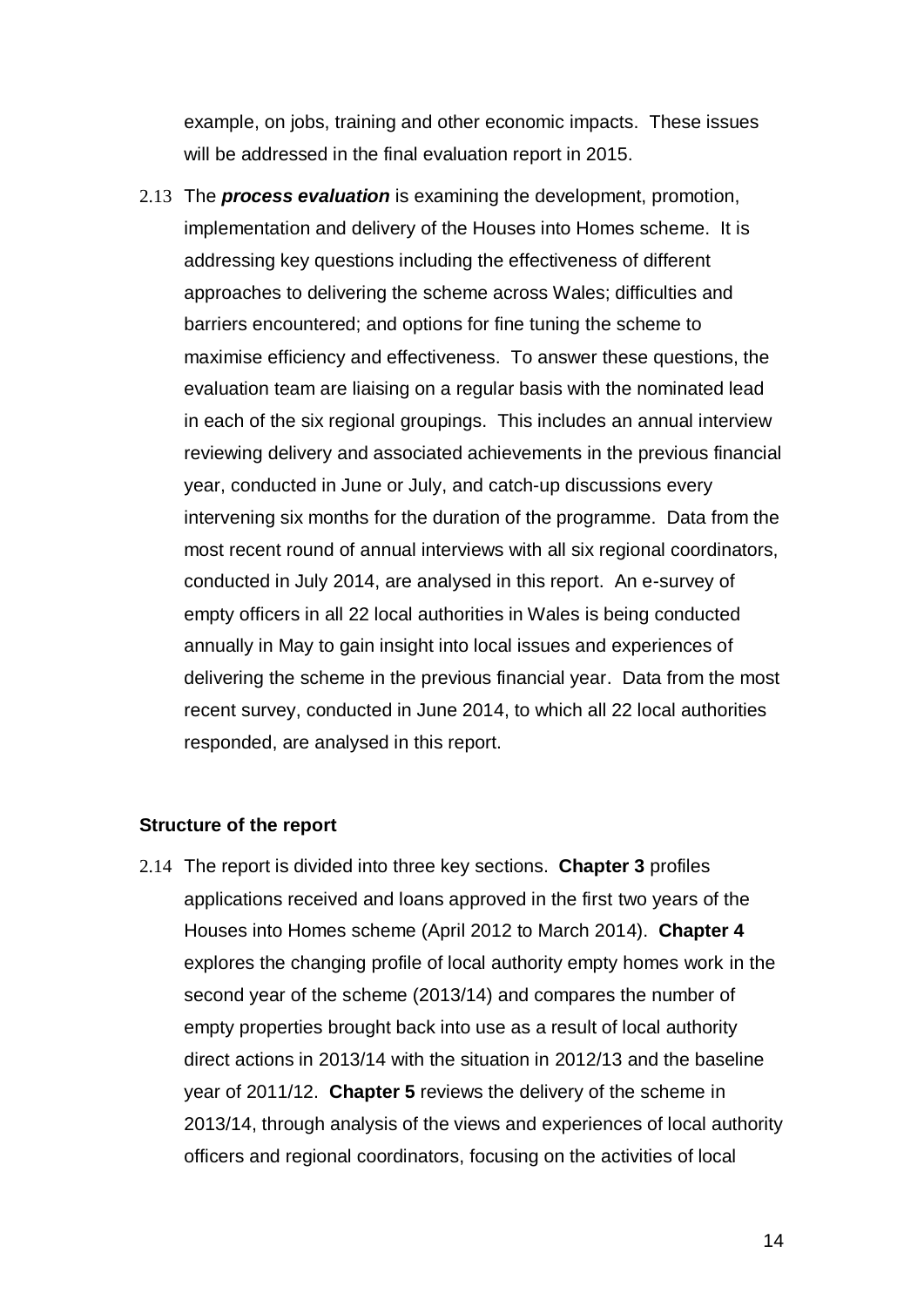example, on jobs, training and other economic impacts. These issues will be addressed in the final evaluation report in 2015.

2.13 The ***process evaluation*** is examining the development, promotion, implementation and delivery of the Houses into Homes scheme. It is addressing key questions including the effectiveness of different approaches to delivering the scheme across Wales; difficulties and barriers encountered; and options for fine tuning the scheme to maximise efficiency and effectiveness. To answer these questions, the evaluation team are liaising on a regular basis with the nominated lead in each of the six regional groupings. This includes an annual interview reviewing delivery and associated achievements in the previous financial year, conducted in June or July, and catch-up discussions every intervening six months for the duration of the programme. Data from the most recent round of annual interviews with all six regional coordinators, conducted in July 2014, are analysed in this report. An e-survey of empty officers in all 22 local authorities in Wales is being conducted annually in May to gain insight into local issues and experiences of delivering the scheme in the previous financial year. Data from the most recent survey, conducted in June 2014, to which all 22 local authorities responded, are analysed in this report.

**Structure of the report**

2.14 The report is divided into three key sections. **Chapter 3** profiles applications received and loans approved in the first two years of the Houses into Homes scheme (April 2012 to March 2014). **Chapter 4** explores the changing profile of local authority empty homes work in the second year of the scheme (2013/14) and compares the number of empty properties brought back into use as a result of local authority direct actions in 2013/14 with the situation in 2012/13 and the baseline year of 2011/12. **Chapter 5** reviews the delivery of the scheme in 2013/14, through analysis of the views and experiences of local authority officers and regional coordinators, focusing on the activities of local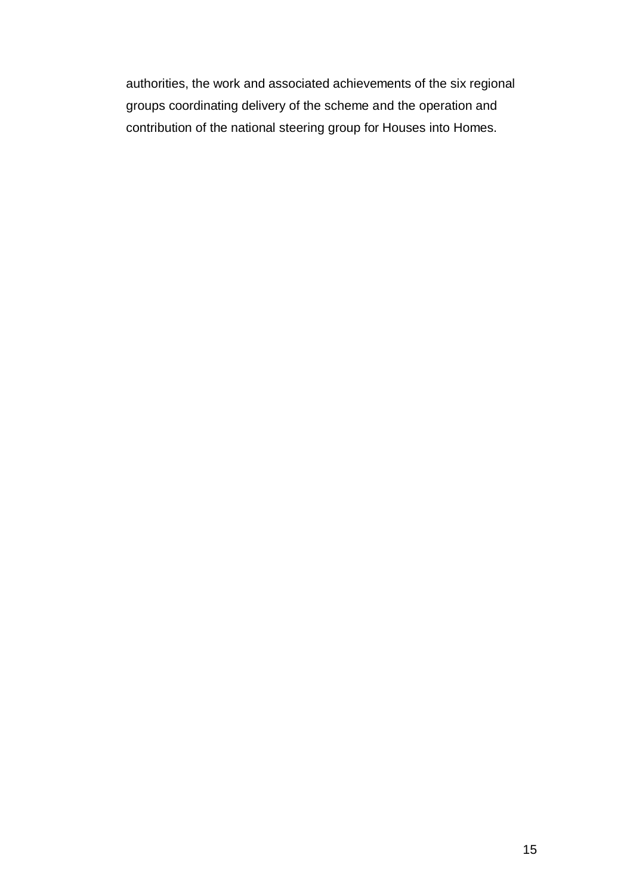authorities, the work and associated achievements of the six regional groups coordinating delivery of the scheme and the operation and contribution of the national steering group for Houses into Homes.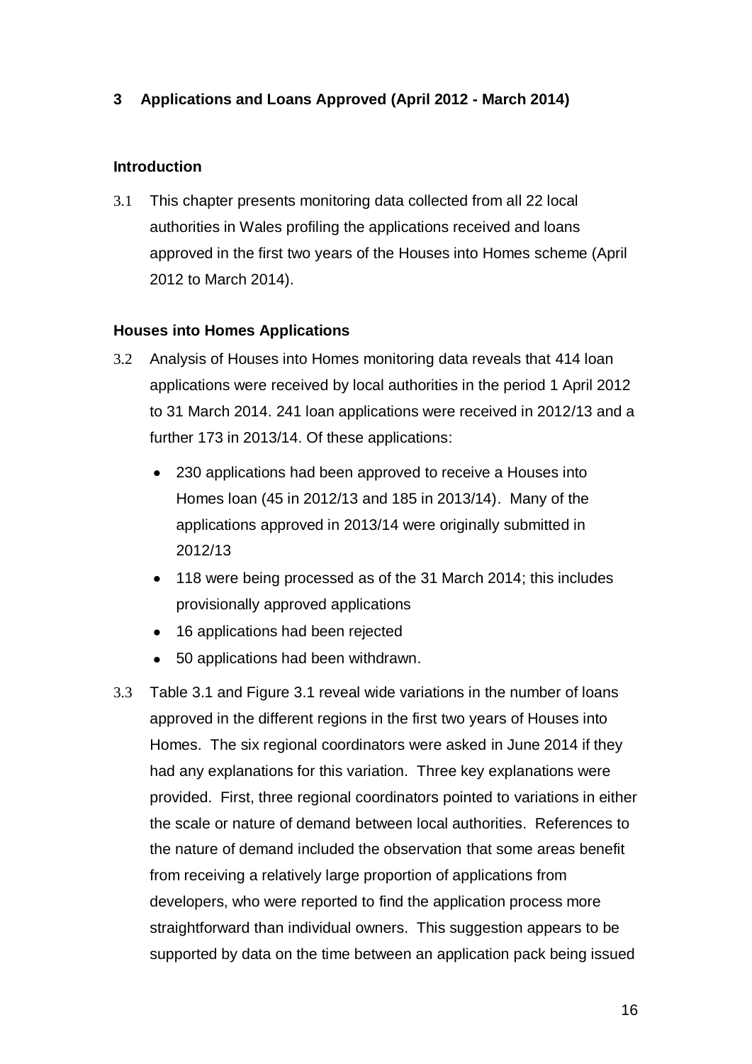## 3 Applications and Loans Approved (April 2012 - March 2014)

### Introduction

3.1 This chapter presents monitoring data collected from all 22 local authorities in Wales profiling the applications received and loans approved in the first two years of the Houses into Homes scheme (April 2012 to March 2014).

### Houses into Homes Applications

3.2 Analysis of Houses into Homes monitoring data reveals that 414 loan applications were received by local authorities in the period 1 April 2012 to 31 March 2014. 241 loan applications were received in 2012/13 and a further 173 in 2013/14. Of these applications:

- 230 applications had been approved to receive a Houses into Homes loan (45 in 2012/13 and 185 in 2013/14). Many of the applications approved in 2013/14 were originally submitted in 2012/13
- 118 were being processed as of the 31 March 2014; this includes provisionally approved applications
- 16 applications had been rejected
- 50 applications had been withdrawn.

3.3 Table 3.1 and Figure 3.1 reveal wide variations in the number of loans approved in the different regions in the first two years of Houses into Homes. The six regional coordinators were asked in June 2014 if they had any explanations for this variation. Three key explanations were provided. First, three regional coordinators pointed to variations in either the scale or nature of demand between local authorities. References to the nature of demand included the observation that some areas benefit from receiving a relatively large proportion of applications from developers, who were reported to find the application process more straightforward than individual owners. This suggestion appears to be supported by data on the time between an application pack being issued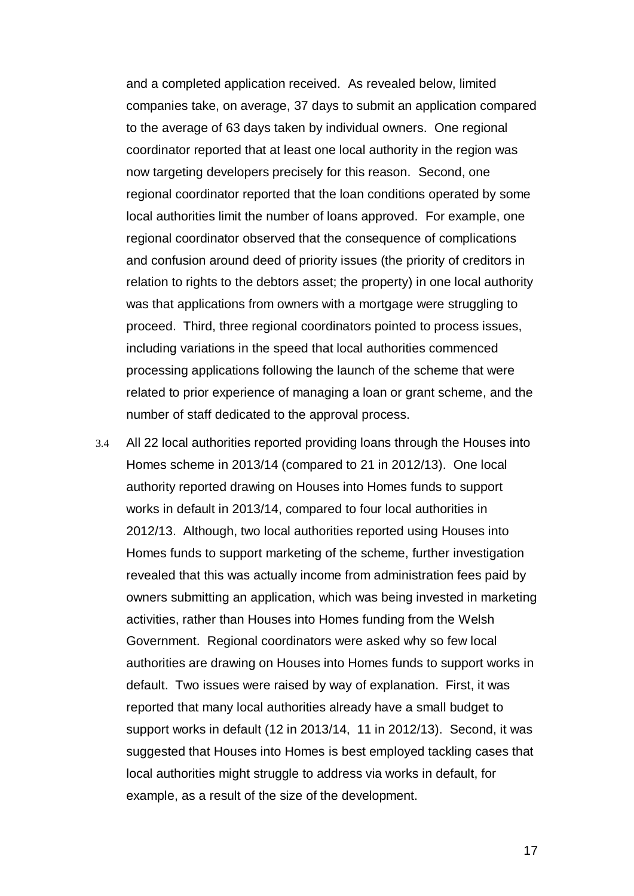and a completed application received. As revealed below, limited companies take, on average, 37 days to submit an application compared to the average of 63 days taken by individual owners. One regional coordinator reported that at least one local authority in the region was now targeting developers precisely for this reason. Second, one regional coordinator reported that the loan conditions operated by some local authorities limit the number of loans approved. For example, one regional coordinator observed that the consequence of complications and confusion around deed of priority issues (the priority of creditors in relation to rights to the debtors asset; the property) in one local authority was that applications from owners with a mortgage were struggling to proceed. Third, three regional coordinators pointed to process issues, including variations in the speed that local authorities commenced processing applications following the launch of the scheme that were related to prior experience of managing a loan or grant scheme, and the number of staff dedicated to the approval process.

3.4 All 22 local authorities reported providing loans through the Houses into Homes scheme in 2013/14 (compared to 21 in 2012/13). One local authority reported drawing on Houses into Homes funds to support works in default in 2013/14, compared to four local authorities in 2012/13. Although, two local authorities reported using Houses into Homes funds to support marketing of the scheme, further investigation revealed that this was actually income from administration fees paid by owners submitting an application, which was being invested in marketing activities, rather than Houses into Homes funding from the Welsh Government. Regional coordinators were asked why so few local authorities are drawing on Houses into Homes funds to support works in default. Two issues were raised by way of explanation. First, it was reported that many local authorities already have a small budget to support works in default (12 in 2013/14, 11 in 2012/13). Second, it was suggested that Houses into Homes is best employed tackling cases that local authorities might struggle to address via works in default, for example, as a result of the size of the development.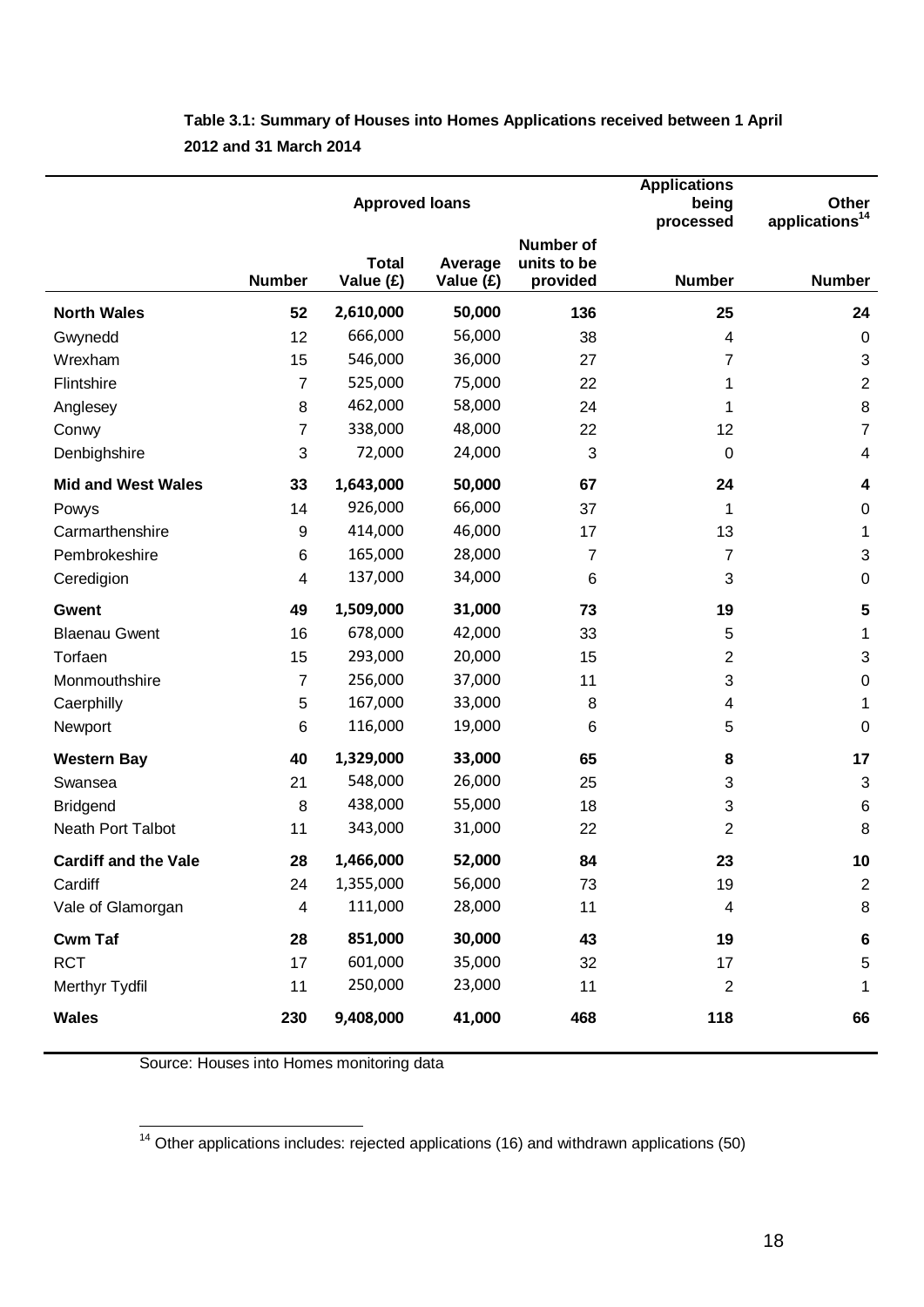**Table 3.1: Summary of Houses into Homes Applications received between 1 April 2012 and 31 March 2014**

| | Approved loans | | | | Applications being processed | Other applications[14] |
|---|---|---|---|---|---|---|
| | Number | Total Value (£) | Average Value (£) | Number of units to be provided | Number | Number |
| **North Wales** | **52** | **2,610,000** | **50,000** | **136** | **25** | **24** |
| Gwynedd | 12 | 666,000 | 56,000 | 38 | 4 | 0 |
| Wrexham | 15 | 546,000 | 36,000 | 27 | 7 | 3 |
| Flintshire | 7 | 525,000 | 75,000 | 22 | 1 | 2 |
| Anglesey | 8 | 462,000 | 58,000 | 24 | 1 | 8 |
| Conwy | 7 | 338,000 | 48,000 | 22 | 12 | 7 |
| Denbighshire | 3 | 72,000 | 24,000 | 3 | 0 | 4 |
| **Mid and West Wales** | **33** | **1,643,000** | **50,000** | **67** | **24** | **4** |
| Powys | 14 | 926,000 | 66,000 | 37 | 1 | 0 |
| Carmarthenshire | 9 | 414,000 | 46,000 | 17 | 13 | 1 |
| Pembrokeshire | 6 | 165,000 | 28,000 | 7 | 7 | 3 |
| Ceredigion | 4 | 137,000 | 34,000 | 6 | 3 | 0 |
| **Gwent** | **49** | **1,509,000** | **31,000** | **73** | **19** | **5** |
| Blaenau Gwent | 16 | 678,000 | 42,000 | 33 | 5 | 1 |
| Torfaen | 15 | 293,000 | 20,000 | 15 | 2 | 3 |
| Monmouthshire | 7 | 256,000 | 37,000 | 11 | 3 | 0 |
| Caerphilly | 5 | 167,000 | 33,000 | 8 | 4 | 1 |
| Newport | 6 | 116,000 | 19,000 | 6 | 5 | 0 |
| **Western Bay** | **40** | **1,329,000** | **33,000** | **65** | **8** | **17** |
| Swansea | 21 | 548,000 | 26,000 | 25 | 3 | 3 |
| Bridgend | 8 | 438,000 | 55,000 | 18 | 3 | 6 |
| Neath Port Talbot | 11 | 343,000 | 31,000 | 22 | 2 | 8 |
| **Cardiff and the Vale** | **28** | **1,466,000** | **52,000** | **84** | **23** | **10** |
| Cardiff | 24 | 1,355,000 | 56,000 | 73 | 19 | 2 |
| Vale of Glamorgan | 4 | 111,000 | 28,000 | 11 | 4 | 8 |
| **Cwm Taf** | **28** | **851,000** | **30,000** | **43** | **19** | **6** |
| RCT | 17 | 601,000 | 35,000 | 32 | 17 | 5 |
| Merthyr Tydfil | 11 | 250,000 | 23,000 | 11 | 2 | 1 |
| **Wales** | **230** | **9,408,000** | **41,000** | **468** | **118** | **66** |

Source: Houses into Homes monitoring data

[14] Other applications includes: rejected applications (16) and withdrawn applications (50)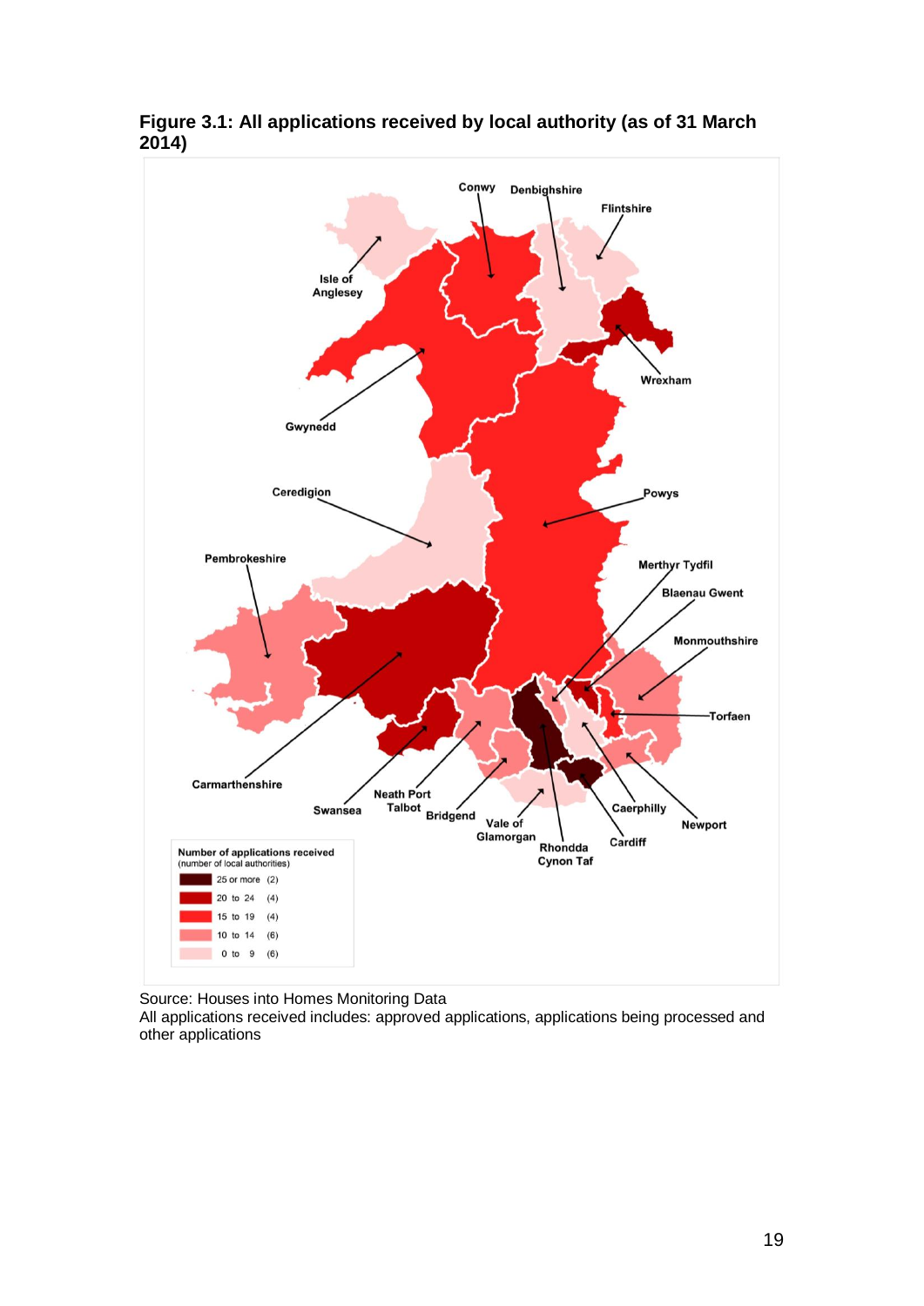**Figure 3.1: All applications received by local authority (as of 31 March 2014)**

Conwy
Denbighshire
Flintshire
Isle of Anglesey
Wrexham
Gwynedd
Ceredigion
Powys
Pembrokeshire
Merthyr Tydfil
Blaenau Gwent
Monmouthshire
Torfaen
Carmarthenshire
Neath Port Talbot
Swansea
Bridgend
Vale of Glamorgan
Rhondda Cynon Taf
Caerphilly
Newport
Cardiff

Number of applications received
(number of local authorities)
25 or more (2)
20 to 24 (4)
15 to 19 (4)
10 to 14 (6)
0 to 9 (6)

Source: Houses into Homes Monitoring Data
All applications received includes: approved applications, applications being processed and other applications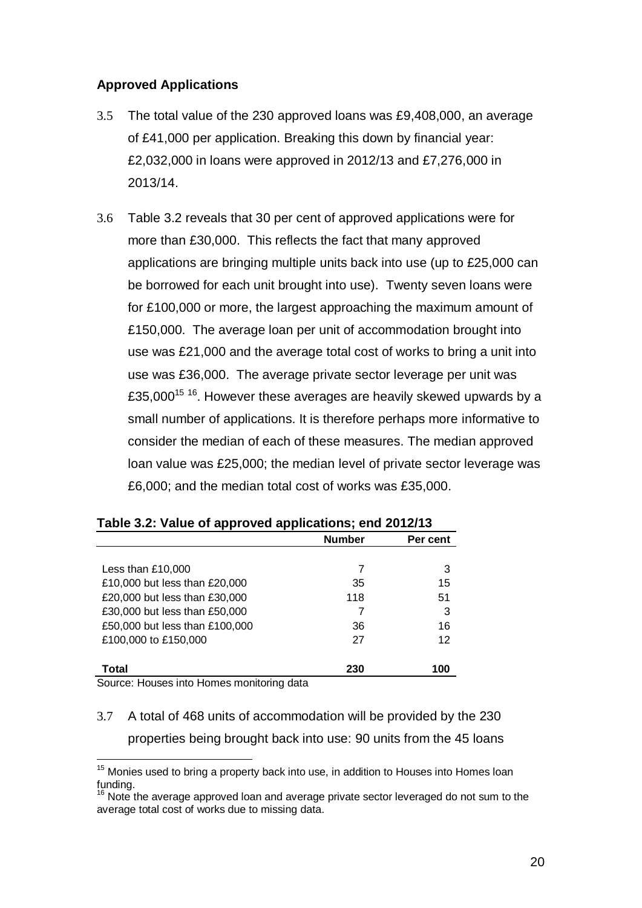### Approved Applications

3.5 The total value of the 230 approved loans was £9,408,000, an average of £41,000 per application. Breaking this down by financial year: £2,032,000 in loans were approved in 2012/13 and £7,276,000 in 2013/14.

3.6 Table 3.2 reveals that 30 per cent of approved applications were for more than £30,000. This reflects the fact that many approved applications are bringing multiple units back into use (up to £25,000 can be borrowed for each unit brought into use). Twenty seven loans were for £100,000 or more, the largest approaching the maximum amount of £150,000. The average loan per unit of accommodation brought into use was £21,000 and the average total cost of works to bring a unit into use was £36,000. The average private sector leverage per unit was £35,000[15] [16]. However these averages are heavily skewed upwards by a small number of applications. It is therefore perhaps more informative to consider the median of each of these measures. The median approved loan value was £25,000; the median level of private sector leverage was £6,000; and the median total cost of works was £35,000.

**Table 3.2: Value of approved applications; end 2012/13**

| | Number | Per cent |
|---|---|---|
| Less than £10,000 | 7 | 3 |
| £10,000 but less than £20,000 | 35 | 15 |
| £20,000 but less than £30,000 | 118 | 51 |
| £30,000 but less than £50,000 | 7 | 3 |
| £50,000 but less than £100,000 | 36 | 16 |
| £100,000 to £150,000 | 27 | 12 |
| **Total** | **230** | **100** |

Source: Houses into Homes monitoring data

3.7 A total of 468 units of accommodation will be provided by the 230 properties being brought back into use: 90 units from the 45 loans

[15] Monies used to bring a property back into use, in addition to Houses into Homes loan funding.

[16] Note the average approved loan and average private sector leveraged do not sum to the average total cost of works due to missing data.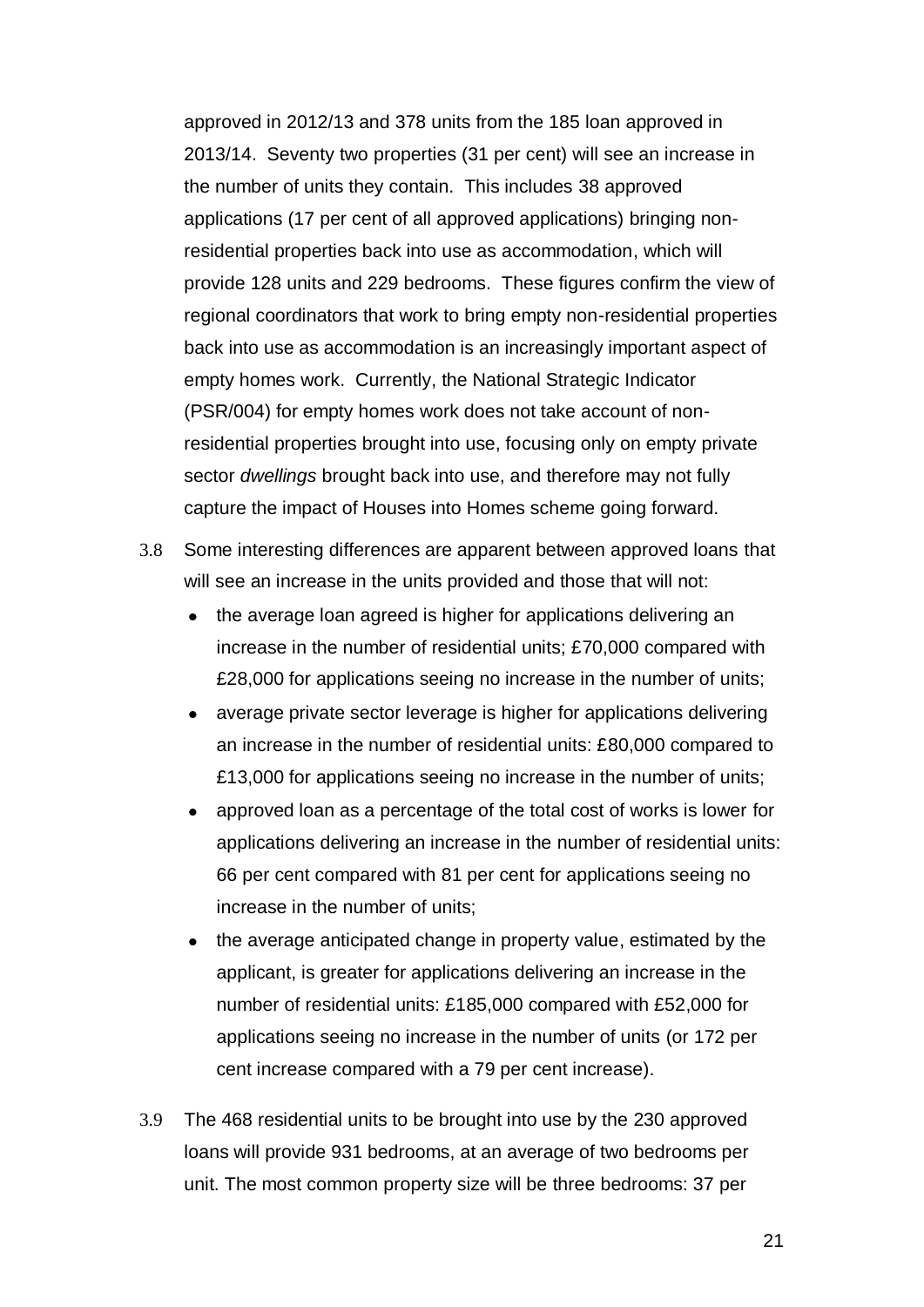approved in 2012/13 and 378 units from the 185 loan approved in 2013/14. Seventy two properties (31 per cent) will see an increase in the number of units they contain. This includes 38 approved applications (17 per cent of all approved applications) bringing non-residential properties back into use as accommodation, which will provide 128 units and 229 bedrooms. These figures confirm the view of regional coordinators that work to bring empty non-residential properties back into use as accommodation is an increasingly important aspect of empty homes work. Currently, the National Strategic Indicator (PSR/004) for empty homes work does not take account of non-residential properties brought into use, focusing only on empty private sector *dwellings* brought back into use, and therefore may not fully capture the impact of Houses into Homes scheme going forward.

3.8 Some interesting differences are apparent between approved loans that will see an increase in the units provided and those that will not:

- the average loan agreed is higher for applications delivering an increase in the number of residential units; £70,000 compared with £28,000 for applications seeing no increase in the number of units;
- average private sector leverage is higher for applications delivering an increase in the number of residential units: £80,000 compared to £13,000 for applications seeing no increase in the number of units;
- approved loan as a percentage of the total cost of works is lower for applications delivering an increase in the number of residential units: 66 per cent compared with 81 per cent for applications seeing no increase in the number of units;
- the average anticipated change in property value, estimated by the applicant, is greater for applications delivering an increase in the number of residential units: £185,000 compared with £52,000 for applications seeing no increase in the number of units (or 172 per cent increase compared with a 79 per cent increase).

3.9 The 468 residential units to be brought into use by the 230 approved loans will provide 931 bedrooms, at an average of two bedrooms per unit. The most common property size will be three bedrooms: 37 per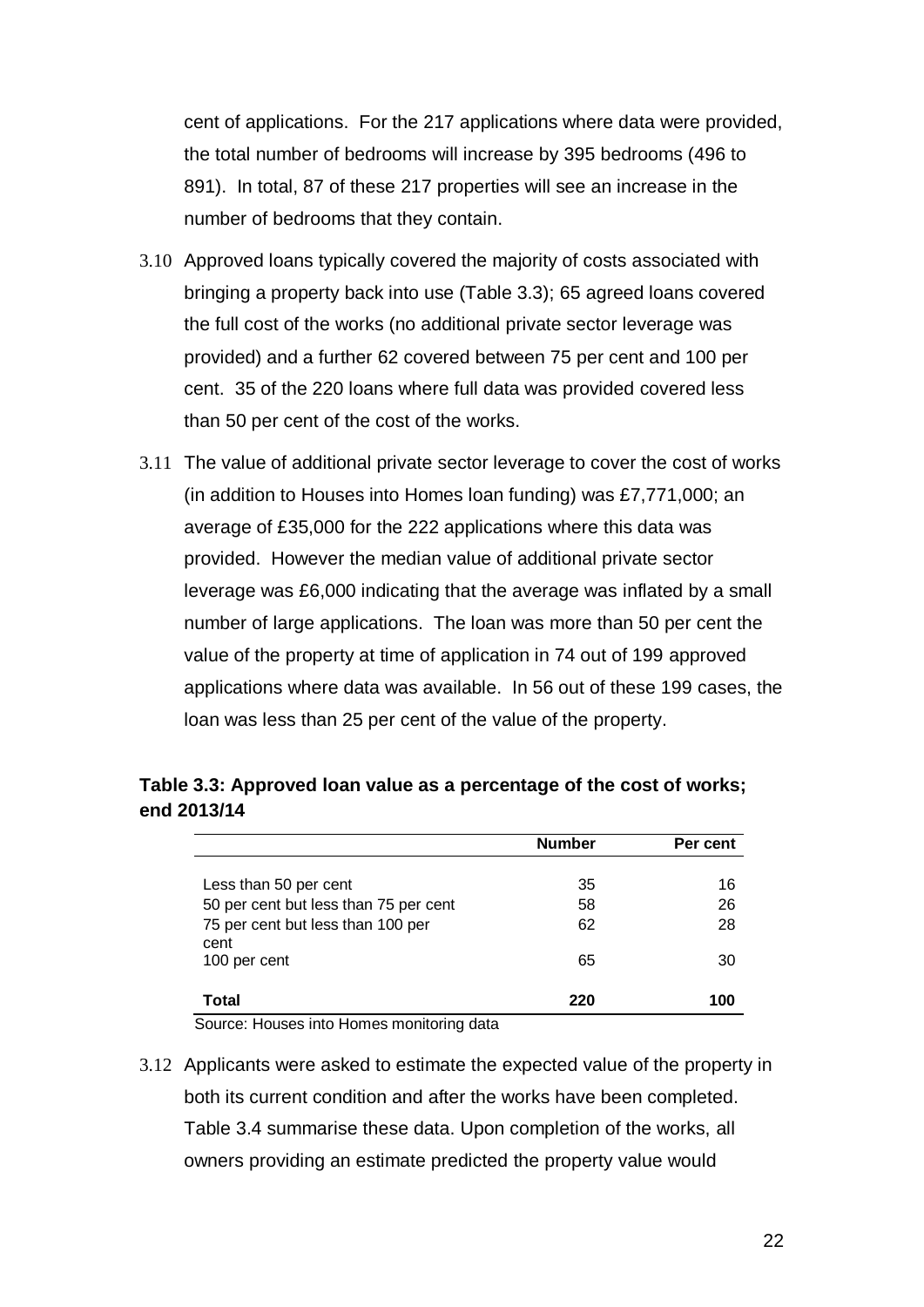cent of applications. For the 217 applications where data were provided, the total number of bedrooms will increase by 395 bedrooms (496 to 891). In total, 87 of these 217 properties will see an increase in the number of bedrooms that they contain.

3.10 Approved loans typically covered the majority of costs associated with bringing a property back into use (Table 3.3); 65 agreed loans covered the full cost of the works (no additional private sector leverage was provided) and a further 62 covered between 75 per cent and 100 per cent. 35 of the 220 loans where full data was provided covered less than 50 per cent of the cost of the works.

3.11 The value of additional private sector leverage to cover the cost of works (in addition to Houses into Homes loan funding) was £7,771,000; an average of £35,000 for the 222 applications where this data was provided. However the median value of additional private sector leverage was £6,000 indicating that the average was inflated by a small number of large applications. The loan was more than 50 per cent the value of the property at time of application in 74 out of 199 approved applications where data was available. In 56 out of these 199 cases, the loan was less than 25 per cent of the value of the property.

**Table 3.3: Approved loan value as a percentage of the cost of works; end 2013/14**

| | Number | Per cent |
|---|---|---|
| Less than 50 per cent | 35 | 16 |
| 50 per cent but less than 75 per cent | 58 | 26 |
| 75 per cent but less than 100 per cent | 62 | 28 |
| 100 per cent | 65 | 30 |
| **Total** | **220** | **100** |

Source: Houses into Homes monitoring data

3.12 Applicants were asked to estimate the expected value of the property in both its current condition and after the works have been completed. Table 3.4 summarise these data. Upon completion of the works, all owners providing an estimate predicted the property value would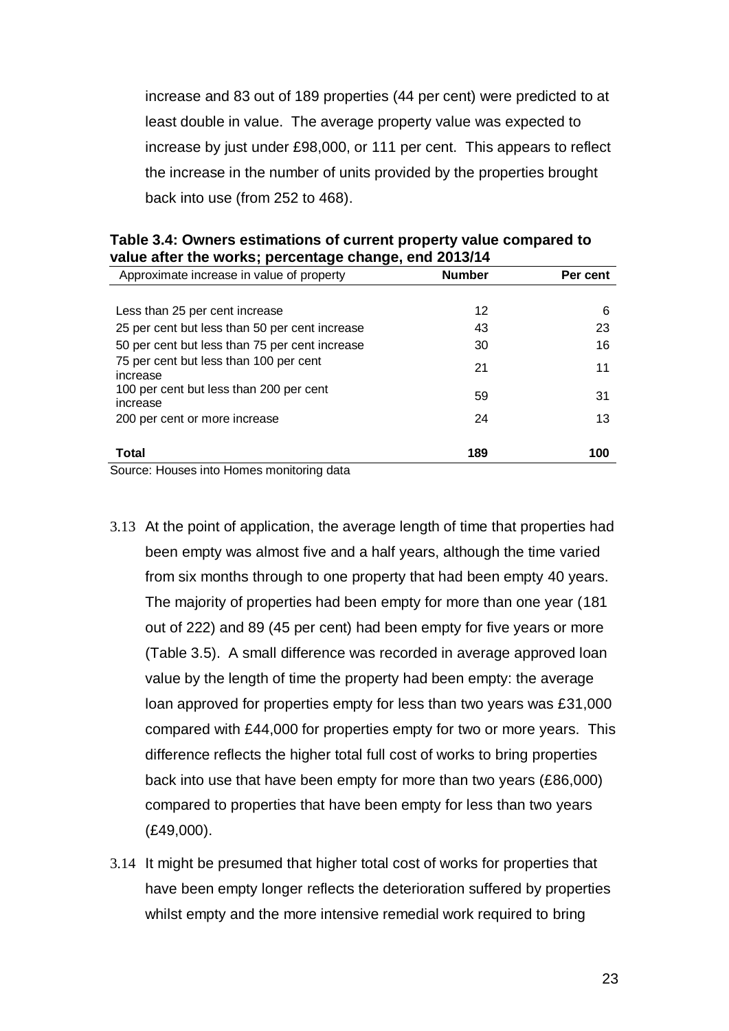increase and 83 out of 189 properties (44 per cent) were predicted to at least double in value. The average property value was expected to increase by just under £98,000, or 111 per cent. This appears to reflect the increase in the number of units provided by the properties brought back into use (from 252 to 468).

**Table 3.4: Owners estimations of current property value compared to value after the works; percentage change, end 2013/14**

| Approximate increase in value of property | Number | Per cent |
|---|---|---|
| Less than 25 per cent increase | 12 | 6 |
| 25 per cent but less than 50 per cent increase | 43 | 23 |
| 50 per cent but less than 75 per cent increase | 30 | 16 |
| 75 per cent but less than 100 per cent increase | 21 | 11 |
| 100 per cent but less than 200 per cent increase | 59 | 31 |
| 200 per cent or more increase | 24 | 13 |
| **Total** | **189** | **100** |

Source: Houses into Homes monitoring data

3.13 At the point of application, the average length of time that properties had been empty was almost five and a half years, although the time varied from six months through to one property that had been empty 40 years. The majority of properties had been empty for more than one year (181 out of 222) and 89 (45 per cent) had been empty for five years or more (Table 3.5). A small difference was recorded in average approved loan value by the length of time the property had been empty: the average loan approved for properties empty for less than two years was £31,000 compared with £44,000 for properties empty for two or more years. This difference reflects the higher total full cost of works to bring properties back into use that have been empty for more than two years (£86,000) compared to properties that have been empty for less than two years (£49,000).

3.14 It might be presumed that higher total cost of works for properties that have been empty longer reflects the deterioration suffered by properties whilst empty and the more intensive remedial work required to bring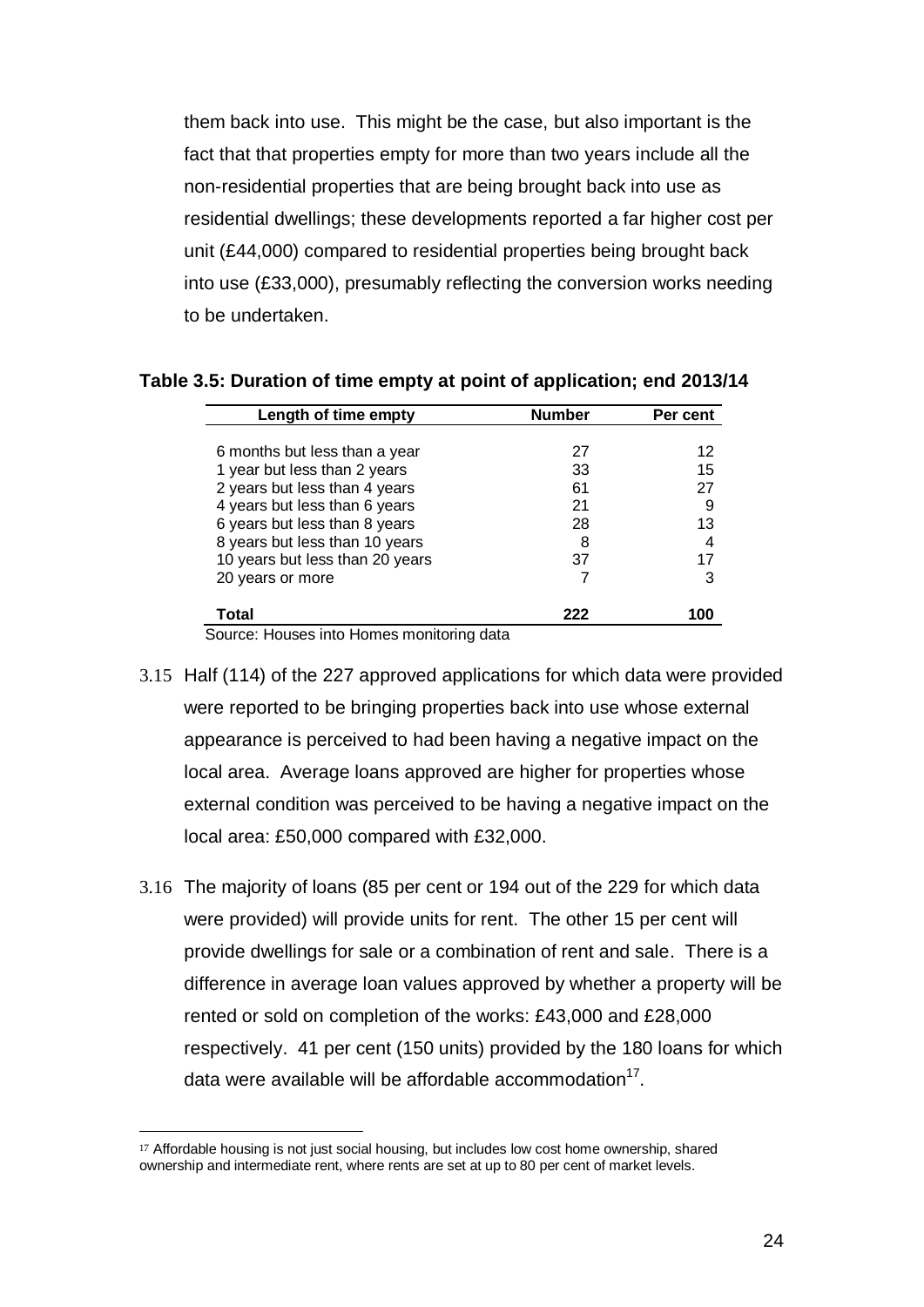them back into use. This might be the case, but also important is the fact that that properties empty for more than two years include all the non-residential properties that are being brought back into use as residential dwellings; these developments reported a far higher cost per unit (£44,000) compared to residential properties being brought back into use (£33,000), presumably reflecting the conversion works needing to be undertaken.

**Table 3.5: Duration of time empty at point of application; end 2013/14**

| Length of time empty | Number | Per cent |
|---|---|---|
| 6 months but less than a year | 27 | 12 |
| 1 year but less than 2 years | 33 | 15 |
| 2 years but less than 4 years | 61 | 27 |
| 4 years but less than 6 years | 21 | 9 |
| 6 years but less than 8 years | 28 | 13 |
| 8 years but less than 10 years | 8 | 4 |
| 10 years but less than 20 years | 37 | 17 |
| 20 years or more | 7 | 3 |
| **Total** | **222** | **100** |

Source: Houses into Homes monitoring data

3.15 Half (114) of the 227 approved applications for which data were provided were reported to be bringing properties back into use whose external appearance is perceived to had been having a negative impact on the local area. Average loans approved are higher for properties whose external condition was perceived to be having a negative impact on the local area: £50,000 compared with £32,000.

3.16 The majority of loans (85 per cent or 194 out of the 229 for which data were provided) will provide units for rent. The other 15 per cent will provide dwellings for sale or a combination of rent and sale. There is a difference in average loan values approved by whether a property will be rented or sold on completion of the works: £43,000 and £28,000 respectively. 41 per cent (150 units) provided by the 180 loans for which data were available will be affordable accommodation[17].

[17] Affordable housing is not just social housing, but includes low cost home ownership, shared ownership and intermediate rent, where rents are set at up to 80 per cent of market levels.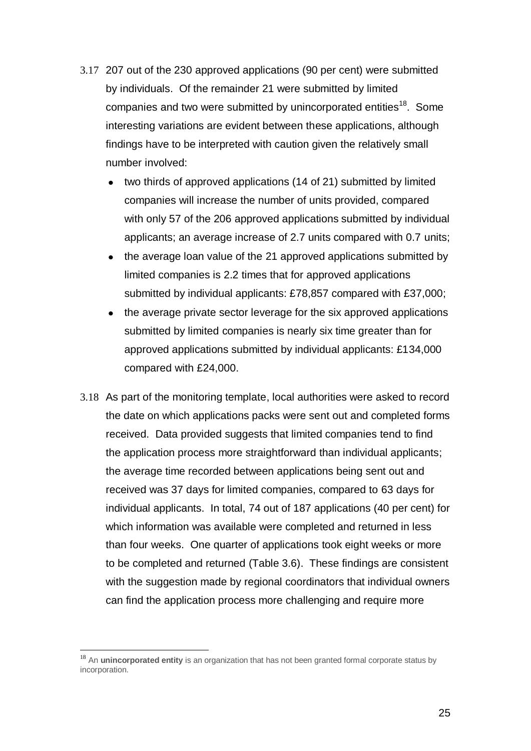3.17 207 out of the 230 approved applications (90 per cent) were submitted by individuals. Of the remainder 21 were submitted by limited companies and two were submitted by unincorporated entities[18]. Some interesting variations are evident between these applications, although findings have to be interpreted with caution given the relatively small number involved:

- two thirds of approved applications (14 of 21) submitted by limited companies will increase the number of units provided, compared with only 57 of the 206 approved applications submitted by individual applicants; an average increase of 2.7 units compared with 0.7 units;
- the average loan value of the 21 approved applications submitted by limited companies is 2.2 times that for approved applications submitted by individual applicants: £78,857 compared with £37,000;
- the average private sector leverage for the six approved applications submitted by limited companies is nearly six time greater than for approved applications submitted by individual applicants: £134,000 compared with £24,000.

3.18 As part of the monitoring template, local authorities were asked to record the date on which applications packs were sent out and completed forms received. Data provided suggests that limited companies tend to find the application process more straightforward than individual applicants; the average time recorded between applications being sent out and received was 37 days for limited companies, compared to 63 days for individual applicants. In total, 74 out of 187 applications (40 per cent) for which information was available were completed and returned in less than four weeks. One quarter of applications took eight weeks or more to be completed and returned (Table 3.6). These findings are consistent with the suggestion made by regional coordinators that individual owners can find the application process more challenging and require more

[18] An **unincorporated entity** is an organization that has not been granted formal corporate status by incorporation.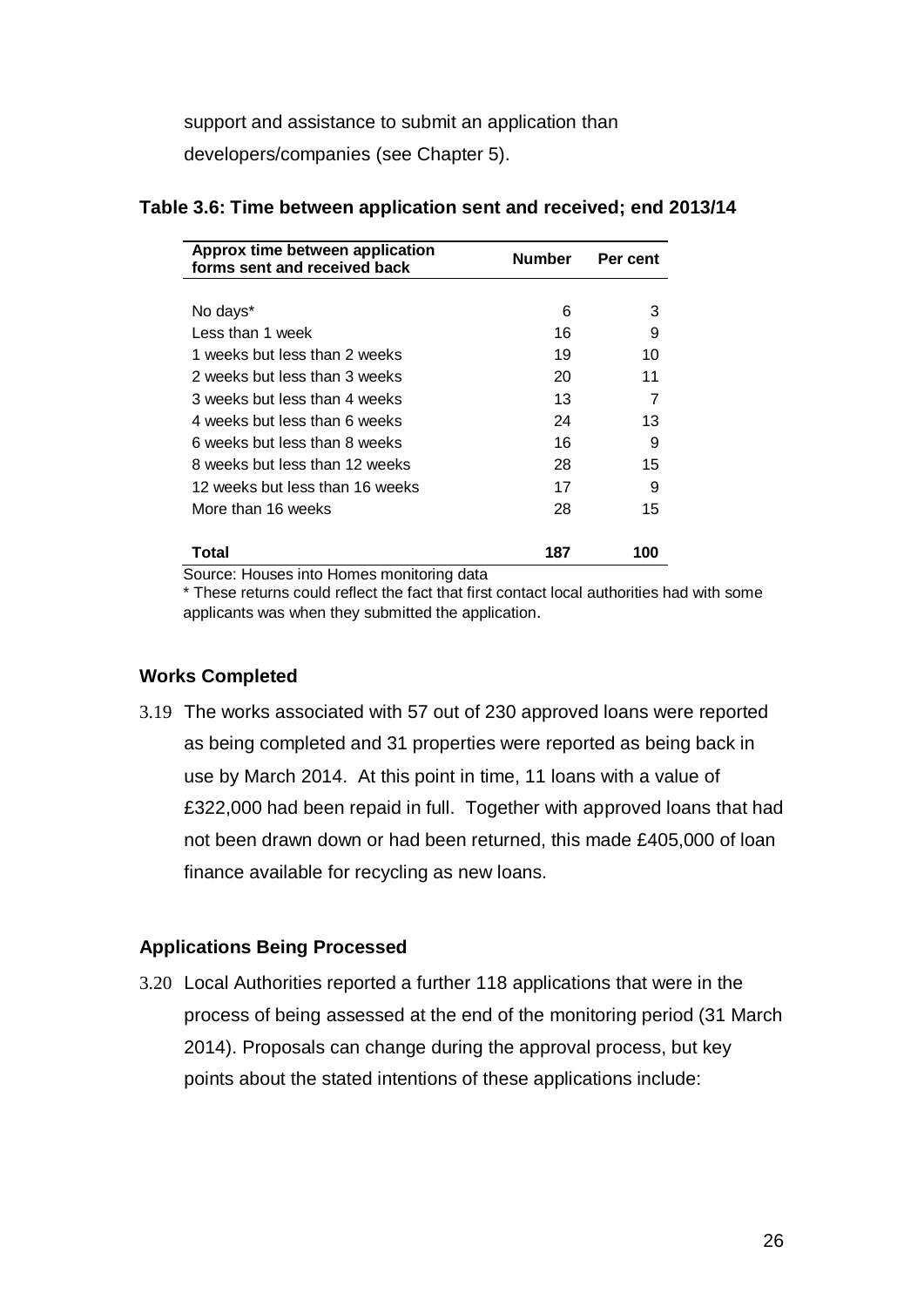support and assistance to submit an application than developers/companies (see Chapter 5).

**Table 3.6: Time between application sent and received; end 2013/14**

| Approx time between application forms sent and received back | Number | Per cent |
|---|---|---|
| No days* | 6 | 3 |
| Less than 1 week | 16 | 9 |
| 1 weeks but less than 2 weeks | 19 | 10 |
| 2 weeks but less than 3 weeks | 20 | 11 |
| 3 weeks but less than 4 weeks | 13 | 7 |
| 4 weeks but less than 6 weeks | 24 | 13 |
| 6 weeks but less than 8 weeks | 16 | 9 |
| 8 weeks but less than 12 weeks | 28 | 15 |
| 12 weeks but less than 16 weeks | 17 | 9 |
| More than 16 weeks | 28 | 15 |
| **Total** | **187** | **100** |

Source: Houses into Homes monitoring data

* These returns could reflect the fact that first contact local authorities had with some applicants was when they submitted the application.

### Works Completed

3.19 The works associated with 57 out of 230 approved loans were reported as being completed and 31 properties were reported as being back in use by March 2014. At this point in time, 11 loans with a value of £322,000 had been repaid in full. Together with approved loans that had not been drawn down or had been returned, this made £405,000 of loan finance available for recycling as new loans.

### Applications Being Processed

3.20 Local Authorities reported a further 118 applications that were in the process of being assessed at the end of the monitoring period (31 March 2014). Proposals can change during the approval process, but key points about the stated intentions of these applications include: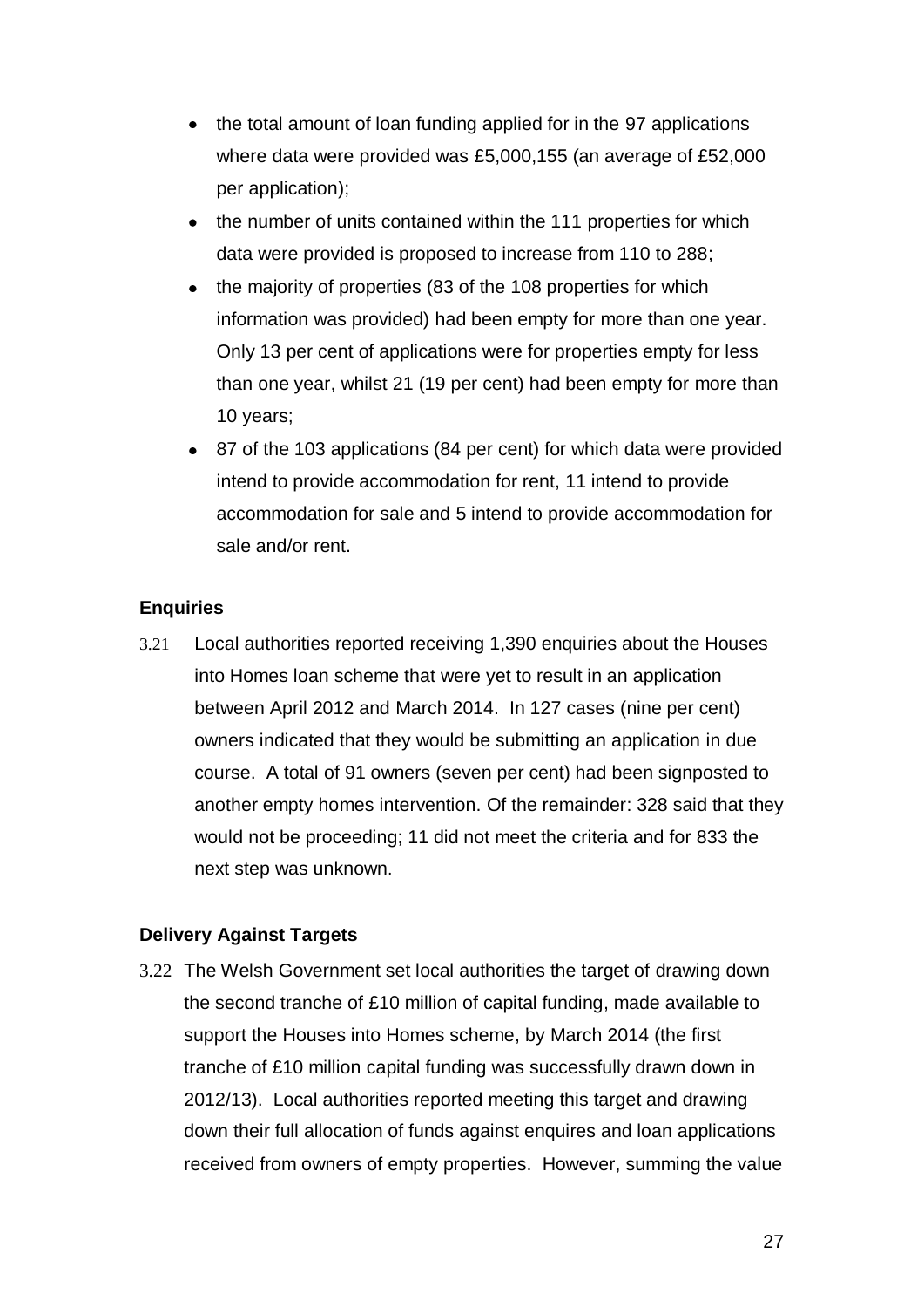- the total amount of loan funding applied for in the 97 applications where data were provided was £5,000,155 (an average of £52,000 per application);
- the number of units contained within the 111 properties for which data were provided is proposed to increase from 110 to 288;
- the majority of properties (83 of the 108 properties for which information was provided) had been empty for more than one year. Only 13 per cent of applications were for properties empty for less than one year, whilst 21 (19 per cent) had been empty for more than 10 years;
- 87 of the 103 applications (84 per cent) for which data were provided intend to provide accommodation for rent, 11 intend to provide accommodation for sale and 5 intend to provide accommodation for sale and/or rent.

### Enquiries

3.21 Local authorities reported receiving 1,390 enquiries about the Houses into Homes loan scheme that were yet to result in an application between April 2012 and March 2014. In 127 cases (nine per cent) owners indicated that they would be submitting an application in due course. A total of 91 owners (seven per cent) had been signposted to another empty homes intervention. Of the remainder: 328 said that they would not be proceeding; 11 did not meet the criteria and for 833 the next step was unknown.

### Delivery Against Targets

3.22 The Welsh Government set local authorities the target of drawing down the second tranche of £10 million of capital funding, made available to support the Houses into Homes scheme, by March 2014 (the first tranche of £10 million capital funding was successfully drawn down in 2012/13). Local authorities reported meeting this target and drawing down their full allocation of funds against enquires and loan applications received from owners of empty properties. However, summing the value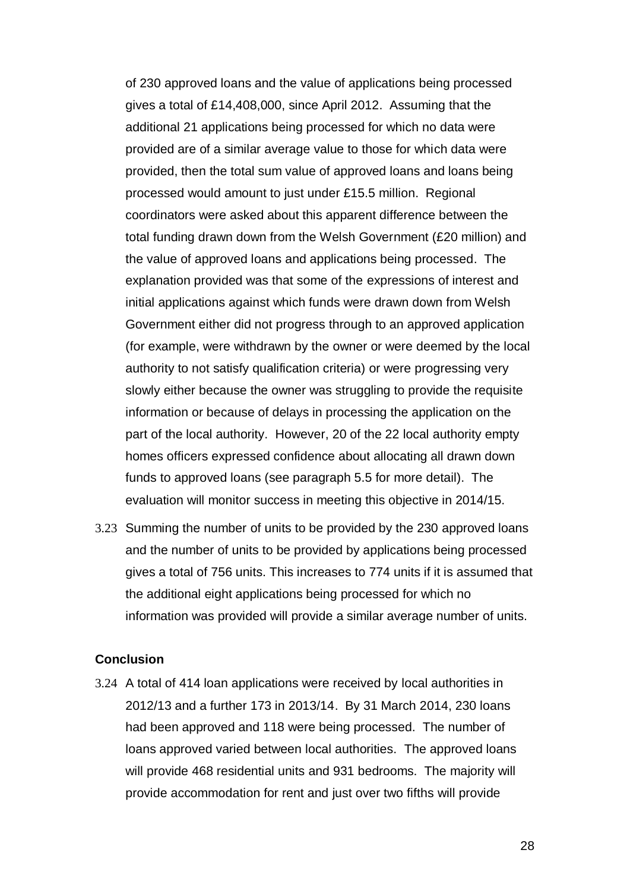of 230 approved loans and the value of applications being processed gives a total of £14,408,000, since April 2012. Assuming that the additional 21 applications being processed for which no data were provided are of a similar average value to those for which data were provided, then the total sum value of approved loans and loans being processed would amount to just under £15.5 million. Regional coordinators were asked about this apparent difference between the total funding drawn down from the Welsh Government (£20 million) and the value of approved loans and applications being processed. The explanation provided was that some of the expressions of interest and initial applications against which funds were drawn down from Welsh Government either did not progress through to an approved application (for example, were withdrawn by the owner or were deemed by the local authority to not satisfy qualification criteria) or were progressing very slowly either because the owner was struggling to provide the requisite information or because of delays in processing the application on the part of the local authority. However, 20 of the 22 local authority empty homes officers expressed confidence about allocating all drawn down funds to approved loans (see paragraph 5.5 for more detail). The evaluation will monitor success in meeting this objective in 2014/15.

3.23 Summing the number of units to be provided by the 230 approved loans and the number of units to be provided by applications being processed gives a total of 756 units. This increases to 774 units if it is assumed that the additional eight applications being processed for which no information was provided will provide a similar average number of units.

**Conclusion**

3.24 A total of 414 loan applications were received by local authorities in 2012/13 and a further 173 in 2013/14. By 31 March 2014, 230 loans had been approved and 118 were being processed. The number of loans approved varied between local authorities. The approved loans will provide 468 residential units and 931 bedrooms. The majority will provide accommodation for rent and just over two fifths will provide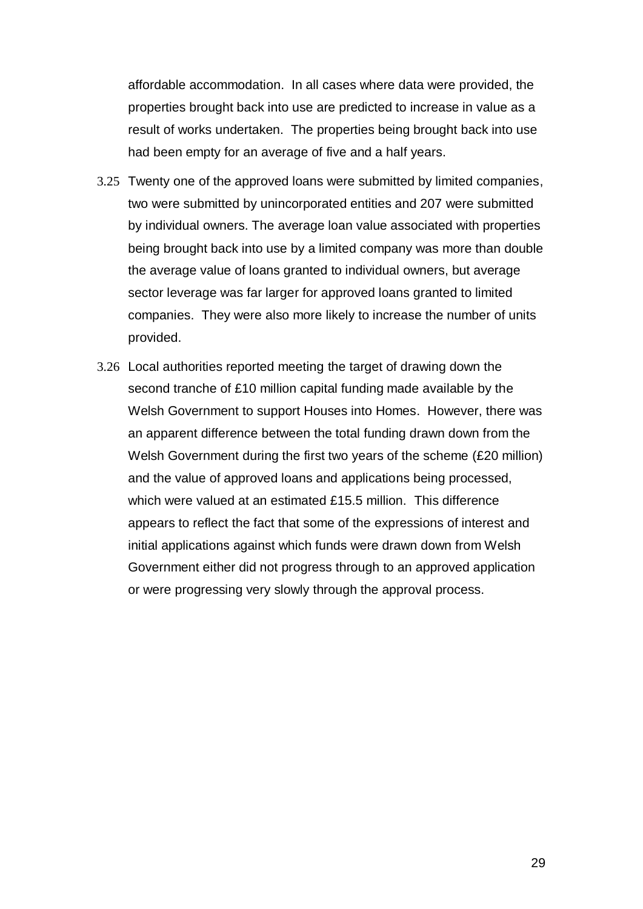affordable accommodation. In all cases where data were provided, the properties brought back into use are predicted to increase in value as a result of works undertaken. The properties being brought back into use had been empty for an average of five and a half years.

3.25 Twenty one of the approved loans were submitted by limited companies, two were submitted by unincorporated entities and 207 were submitted by individual owners. The average loan value associated with properties being brought back into use by a limited company was more than double the average value of loans granted to individual owners, but average sector leverage was far larger for approved loans granted to limited companies. They were also more likely to increase the number of units provided.

3.26 Local authorities reported meeting the target of drawing down the second tranche of £10 million capital funding made available by the Welsh Government to support Houses into Homes. However, there was an apparent difference between the total funding drawn down from the Welsh Government during the first two years of the scheme (£20 million) and the value of approved loans and applications being processed, which were valued at an estimated £15.5 million. This difference appears to reflect the fact that some of the expressions of interest and initial applications against which funds were drawn down from Welsh Government either did not progress through to an approved application or were progressing very slowly through the approval process.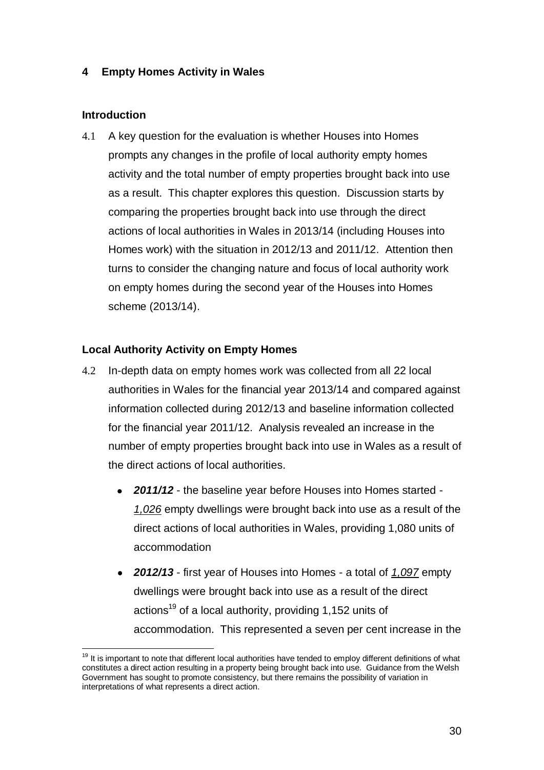## 4 Empty Homes Activity in Wales

### Introduction

4.1 A key question for the evaluation is whether Houses into Homes prompts any changes in the profile of local authority empty homes activity and the total number of empty properties brought back into use as a result. This chapter explores this question. Discussion starts by comparing the properties brought back into use through the direct actions of local authorities in Wales in 2013/14 (including Houses into Homes work) with the situation in 2012/13 and 2011/12. Attention then turns to consider the changing nature and focus of local authority work on empty homes during the second year of the Houses into Homes scheme (2013/14).

### Local Authority Activity on Empty Homes

4.2 In-depth data on empty homes work was collected from all 22 local authorities in Wales for the financial year 2013/14 and compared against information collected during 2012/13 and baseline information collected for the financial year 2011/12. Analysis revealed an increase in the number of empty properties brought back into use in Wales as a result of the direct actions of local authorities.

- ***2011/12*** - the baseline year before Houses into Homes started - *1,026* empty dwellings were brought back into use as a result of the direct actions of local authorities in Wales, providing 1,080 units of accommodation
- ***2012/13*** - first year of Houses into Homes - a total of *1,097* empty dwellings were brought back into use as a result of the direct actions[19] of a local authority, providing 1,152 units of accommodation. This represented a seven per cent increase in the

[19] It is important to note that different local authorities have tended to employ different definitions of what constitutes a direct action resulting in a property being brought back into use. Guidance from the Welsh Government has sought to promote consistency, but there remains the possibility of variation in interpretations of what represents a direct action.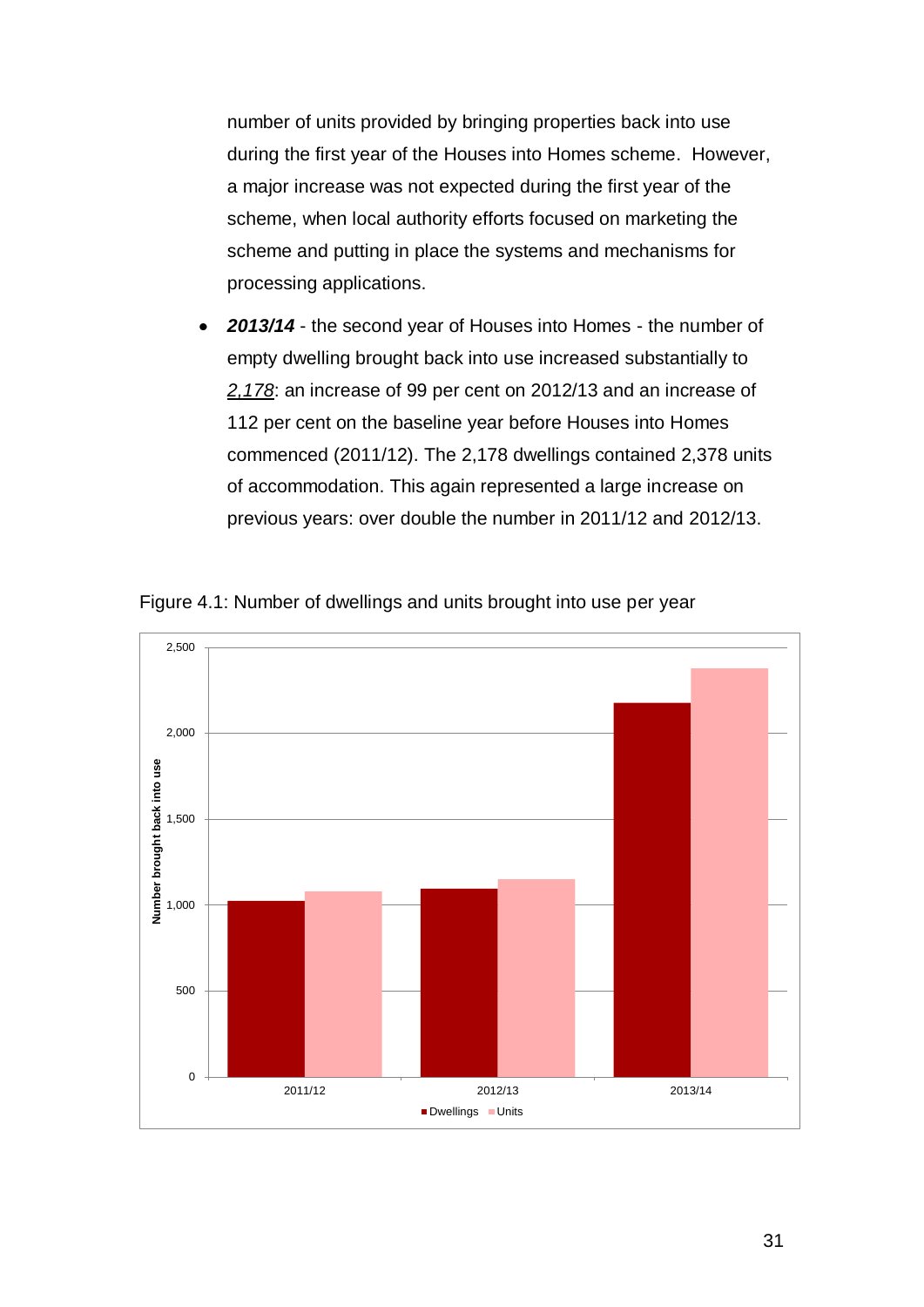number of units provided by bringing properties back into use during the first year of the Houses into Homes scheme. However, a major increase was not expected during the first year of the scheme, when local authority efforts focused on marketing the scheme and putting in place the systems and mechanisms for processing applications.

- ***2013/14*** - the second year of Houses into Homes - the number of empty dwelling brought back into use increased substantially to *2,178*: an increase of 99 per cent on 2012/13 and an increase of 112 per cent on the baseline year before Houses into Homes commenced (2011/12). The 2,178 dwellings contained 2,378 units of accommodation. This again represented a large increase on previous years: over double the number in 2011/12 and 2012/13.

Figure 4.1: Number of dwellings and units brought into use per year

Number brought back into use

2,500
2,000
1,500
1,000
500
0

2011/12
2012/13
2013/14

Dwellings
Units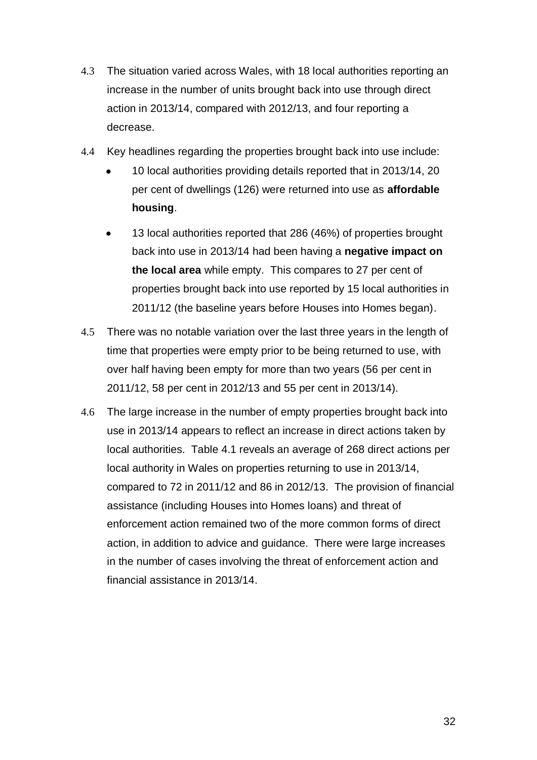4.3 The situation varied across Wales, with 18 local authorities reporting an increase in the number of units brought back into use through direct action in 2013/14, compared with 2012/13, and four reporting a decrease.

4.4 Key headlines regarding the properties brought back into use include:

- 10 local authorities providing details reported that in 2013/14, 20 per cent of dwellings (126) were returned into use as **affordable housing**.
- 13 local authorities reported that 286 (46%) of properties brought back into use in 2013/14 had been having a **negative impact on the local area** while empty. This compares to 27 per cent of properties brought back into use reported by 15 local authorities in 2011/12 (the baseline years before Houses into Homes began).

4.5 There was no notable variation over the last three years in the length of time that properties were empty prior to be being returned to use, with over half having been empty for more than two years (56 per cent in 2011/12, 58 per cent in 2012/13 and 55 per cent in 2013/14).

4.6 The large increase in the number of empty properties brought back into use in 2013/14 appears to reflect an increase in direct actions taken by local authorities. Table 4.1 reveals an average of 268 direct actions per local authority in Wales on properties returning to use in 2013/14, compared to 72 in 2011/12 and 86 in 2012/13. The provision of financial assistance (including Houses into Homes loans) and threat of enforcement action remained two of the more common forms of direct action, in addition to advice and guidance. There were large increases in the number of cases involving the threat of enforcement action and financial assistance in 2013/14.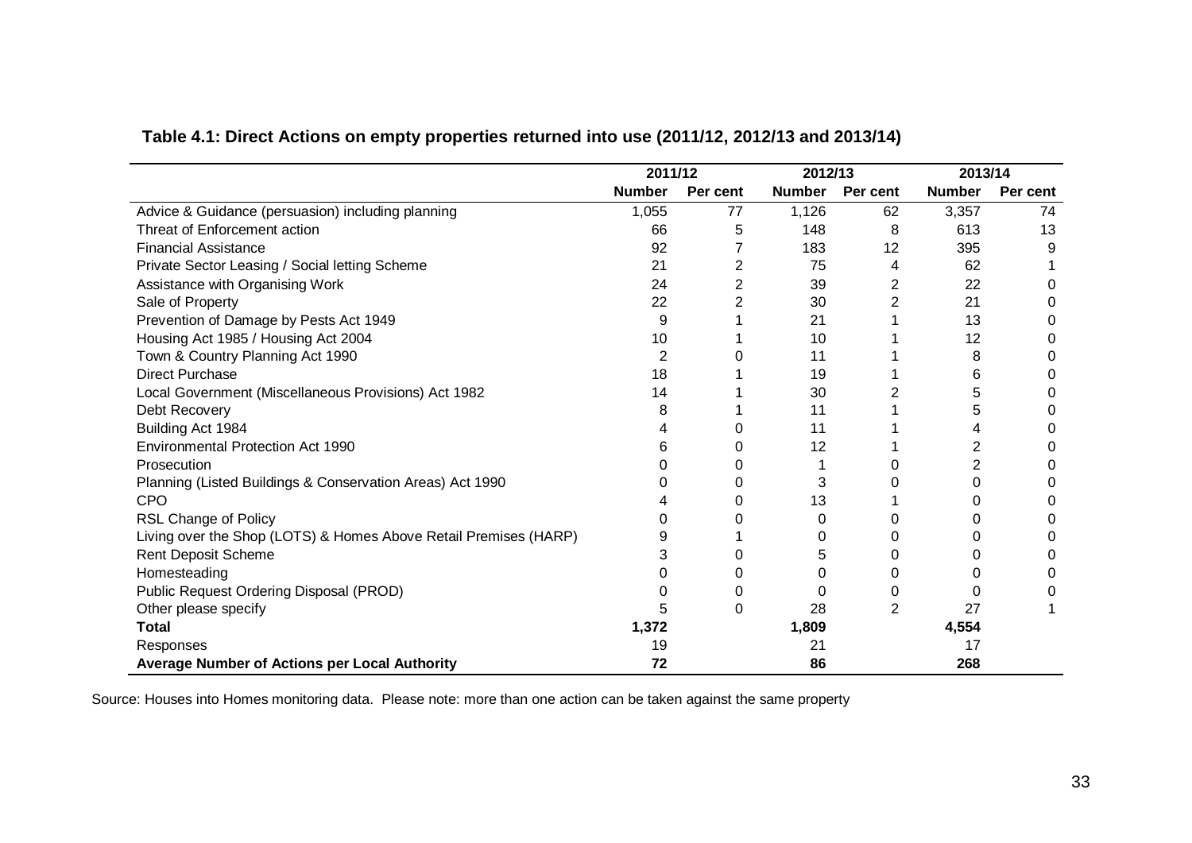**Table 4.1: Direct Actions on empty properties returned into use (2011/12, 2012/13 and 2013/14)**

| | 2011/12 | | 2012/13 | | 2013/14 | |
|---|---|---|---|---|---|---|
| | **Number** | **Per cent** | **Number** | **Per cent** | **Number** | **Per cent** |
| Advice & Guidance (persuasion) including planning | 1,055 | 77 | 1,126 | 62 | 3,357 | 74 |
| Threat of Enforcement action | 66 | 5 | 148 | 8 | 613 | 13 |
| Financial Assistance | 92 | 7 | 183 | 12 | 395 | 9 |
| Private Sector Leasing / Social letting Scheme | 21 | 2 | 75 | 4 | 62 | 1 |
| Assistance with Organising Work | 24 | 2 | 39 | 2 | 22 | 0 |
| Sale of Property | 22 | 2 | 30 | 2 | 21 | 0 |
| Prevention of Damage by Pests Act 1949 | 9 | 1 | 21 | 1 | 13 | 0 |
| Housing Act 1985 / Housing Act 2004 | 10 | 1 | 10 | 1 | 12 | 0 |
| Town & Country Planning Act 1990 | 2 | 0 | 11 | 1 | 8 | 0 |
| Direct Purchase | 18 | 1 | 19 | 1 | 6 | 0 |
| Local Government (Miscellaneous Provisions) Act 1982 | 14 | 1 | 30 | 2 | 5 | 0 |
| Debt Recovery | 8 | 1 | 11 | 1 | 5 | 0 |
| Building Act 1984 | 4 | 0 | 11 | 1 | 4 | 0 |
| Environmental Protection Act 1990 | 6 | 0 | 12 | 1 | 2 | 0 |
| Prosecution | 0 | 0 | 1 | 0 | 2 | 0 |
| Planning (Listed Buildings & Conservation Areas) Act 1990 | 0 | 0 | 3 | 0 | 0 | 0 |
| CPO | 4 | 0 | 13 | 1 | 0 | 0 |
| RSL Change of Policy | 0 | 0 | 0 | 0 | 0 | 0 |
| Living over the Shop (LOTS) & Homes Above Retail Premises (HARP) | 9 | 1 | 0 | 0 | 0 | 0 |
| Rent Deposit Scheme | 3 | 0 | 5 | 0 | 0 | 0 |
| Homesteading | 0 | 0 | 0 | 0 | 0 | 0 |
| Public Request Ordering Disposal (PROD) | 0 | 0 | 0 | 0 | 0 | 0 |
| Other please specify | 5 | 0 | 28 | 2 | 27 | 1 |
| **Total** | **1,372** | | **1,809** | | **4,554** | |
| Responses | 19 | | 21 | | 17 | |
| **Average Number of Actions per Local Authority** | **72** | | **86** | | **268** | |

Source: Houses into Homes monitoring data. Please note: more than one action can be taken against the same property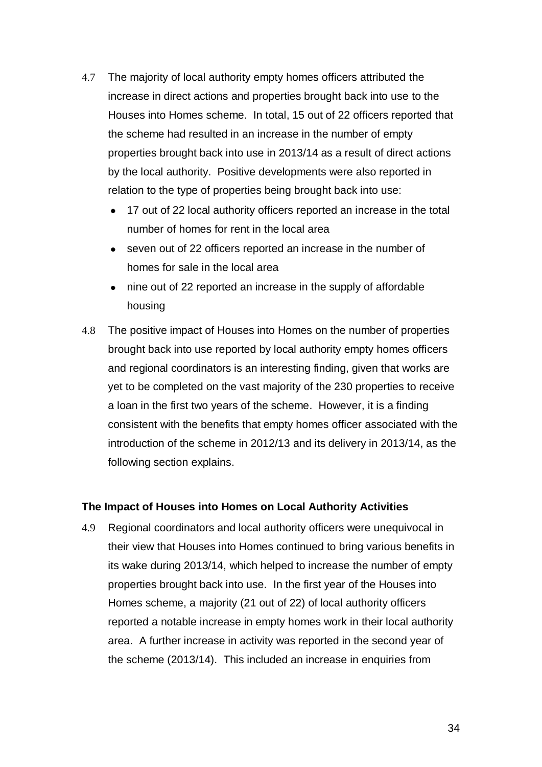4.7 The majority of local authority empty homes officers attributed the increase in direct actions and properties brought back into use to the Houses into Homes scheme. In total, 15 out of 22 officers reported that the scheme had resulted in an increase in the number of empty properties brought back into use in 2013/14 as a result of direct actions by the local authority. Positive developments were also reported in relation to the type of properties being brought back into use:

- 17 out of 22 local authority officers reported an increase in the total number of homes for rent in the local area
- seven out of 22 officers reported an increase in the number of homes for sale in the local area
- nine out of 22 reported an increase in the supply of affordable housing

4.8 The positive impact of Houses into Homes on the number of properties brought back into use reported by local authority empty homes officers and regional coordinators is an interesting finding, given that works are yet to be completed on the vast majority of the 230 properties to receive a loan in the first two years of the scheme. However, it is a finding consistent with the benefits that empty homes officer associated with the introduction of the scheme in 2012/13 and its delivery in 2013/14, as the following section explains.

**The Impact of Houses into Homes on Local Authority Activities**

4.9 Regional coordinators and local authority officers were unequivocal in their view that Houses into Homes continued to bring various benefits in its wake during 2013/14, which helped to increase the number of empty properties brought back into use. In the first year of the Houses into Homes scheme, a majority (21 out of 22) of local authority officers reported a notable increase in empty homes work in their local authority area. A further increase in activity was reported in the second year of the scheme (2013/14). This included an increase in enquiries from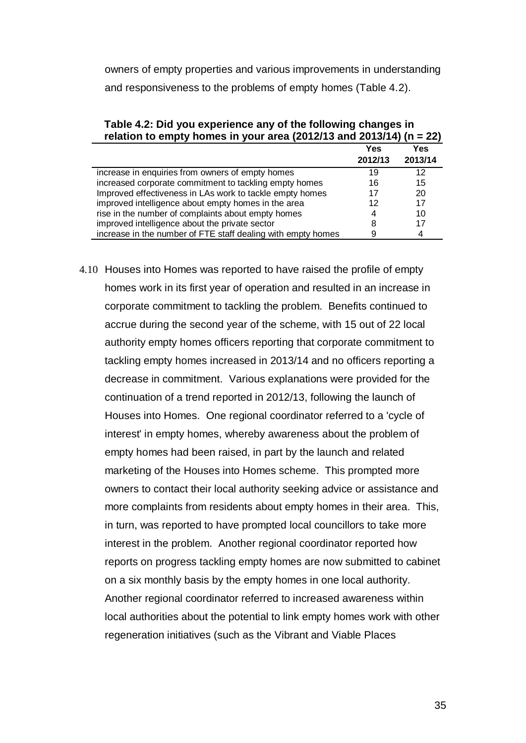owners of empty properties and various improvements in understanding and responsiveness to the problems of empty homes (Table 4.2).

**Table 4.2: Did you experience any of the following changes in relation to empty homes in your area (2012/13 and 2013/14) (n = 22)**

| | Yes 2012/13 | Yes 2013/14 |
|---|---|---|
| increase in enquiries from owners of empty homes | 19 | 12 |
| increased corporate commitment to tackling empty homes | 16 | 15 |
| Improved effectiveness in LAs work to tackle empty homes | 17 | 20 |
| improved intelligence about empty homes in the area | 12 | 17 |
| rise in the number of complaints about empty homes | 4 | 10 |
| improved intelligence about the private sector | 8 | 17 |
| increase in the number of FTE staff dealing with empty homes | 9 | 4 |

4.10 Houses into Homes was reported to have raised the profile of empty homes work in its first year of operation and resulted in an increase in corporate commitment to tackling the problem. Benefits continued to accrue during the second year of the scheme, with 15 out of 22 local authority empty homes officers reporting that corporate commitment to tackling empty homes increased in 2013/14 and no officers reporting a decrease in commitment. Various explanations were provided for the continuation of a trend reported in 2012/13, following the launch of Houses into Homes. One regional coordinator referred to a 'cycle of interest' in empty homes, whereby awareness about the problem of empty homes had been raised, in part by the launch and related marketing of the Houses into Homes scheme. This prompted more owners to contact their local authority seeking advice or assistance and more complaints from residents about empty homes in their area. This, in turn, was reported to have prompted local councillors to take more interest in the problem. Another regional coordinator reported how reports on progress tackling empty homes are now submitted to cabinet on a six monthly basis by the empty homes in one local authority. Another regional coordinator referred to increased awareness within local authorities about the potential to link empty homes work with other regeneration initiatives (such as the Vibrant and Viable Places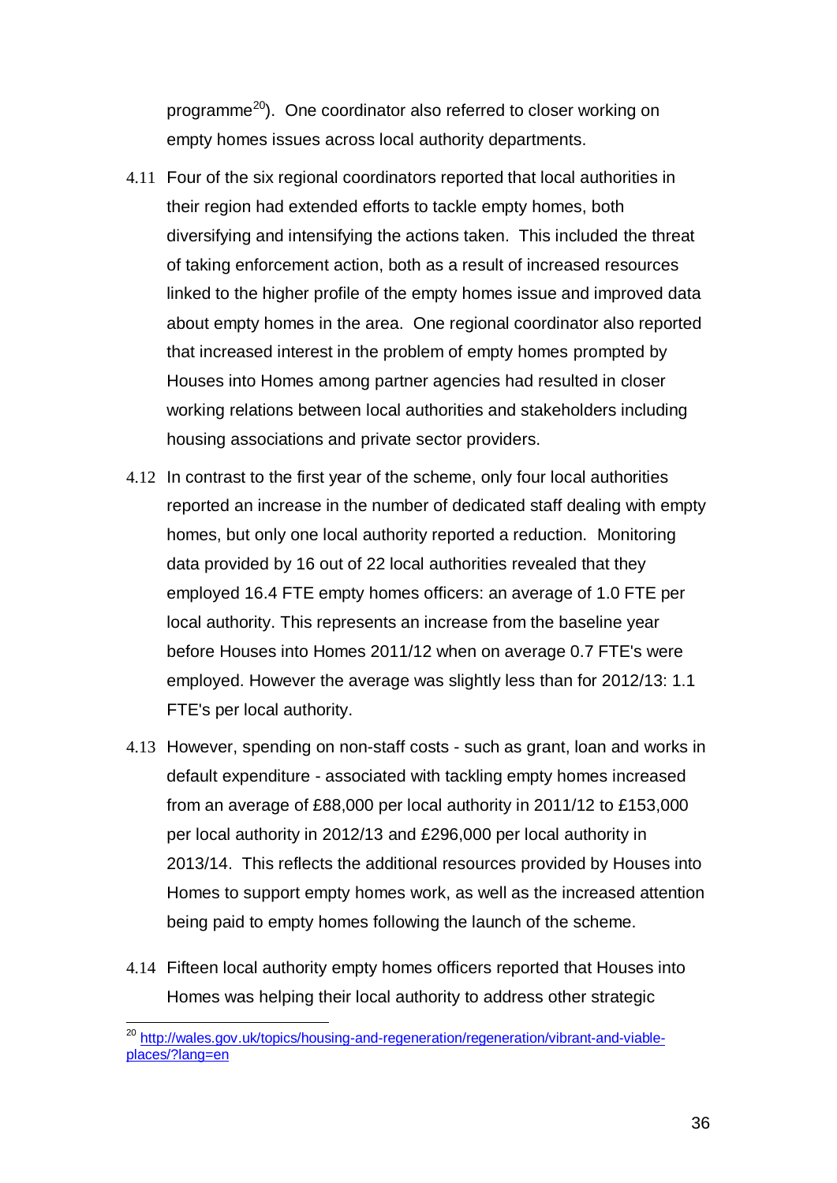programme[20]). One coordinator also referred to closer working on empty homes issues across local authority departments.

4.11 Four of the six regional coordinators reported that local authorities in their region had extended efforts to tackle empty homes, both diversifying and intensifying the actions taken. This included the threat of taking enforcement action, both as a result of increased resources linked to the higher profile of the empty homes issue and improved data about empty homes in the area. One regional coordinator also reported that increased interest in the problem of empty homes prompted by Houses into Homes among partner agencies had resulted in closer working relations between local authorities and stakeholders including housing associations and private sector providers.

4.12 In contrast to the first year of the scheme, only four local authorities reported an increase in the number of dedicated staff dealing with empty homes, but only one local authority reported a reduction. Monitoring data provided by 16 out of 22 local authorities revealed that they employed 16.4 FTE empty homes officers: an average of 1.0 FTE per local authority. This represents an increase from the baseline year before Houses into Homes 2011/12 when on average 0.7 FTE's were employed. However the average was slightly less than for 2012/13: 1.1 FTE's per local authority.

4.13 However, spending on non-staff costs - such as grant, loan and works in default expenditure - associated with tackling empty homes increased from an average of £88,000 per local authority in 2011/12 to £153,000 per local authority in 2012/13 and £296,000 per local authority in 2013/14. This reflects the additional resources provided by Houses into Homes to support empty homes work, as well as the increased attention being paid to empty homes following the launch of the scheme.

4.14 Fifteen local authority empty homes officers reported that Houses into Homes was helping their local authority to address other strategic

[20] http://wales.gov.uk/topics/housing-and-regeneration/regeneration/vibrant-and-viable-places/?lang=en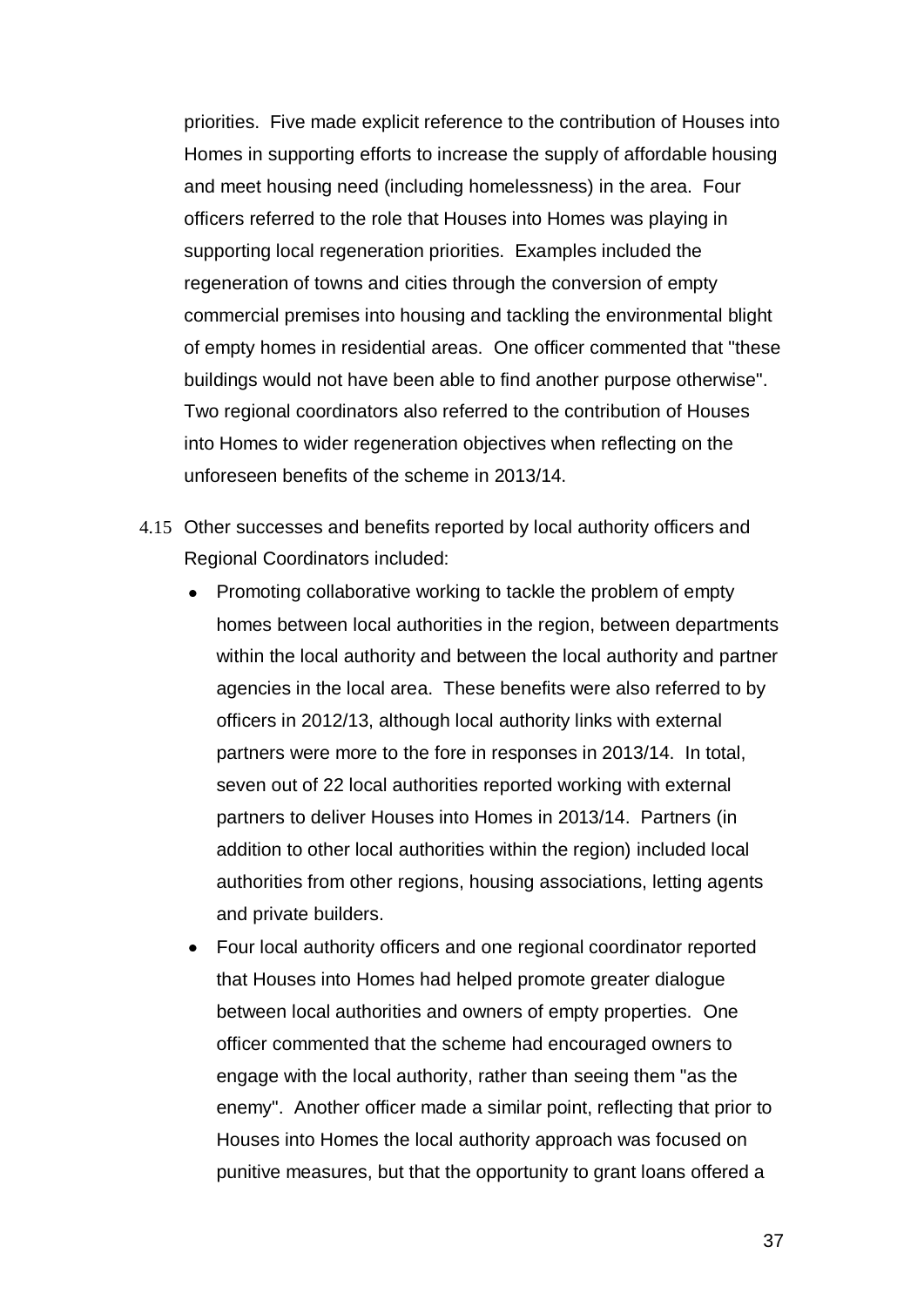priorities. Five made explicit reference to the contribution of Houses into Homes in supporting efforts to increase the supply of affordable housing and meet housing need (including homelessness) in the area. Four officers referred to the role that Houses into Homes was playing in supporting local regeneration priorities. Examples included the regeneration of towns and cities through the conversion of empty commercial premises into housing and tackling the environmental blight of empty homes in residential areas. One officer commented that "these buildings would not have been able to find another purpose otherwise". Two regional coordinators also referred to the contribution of Houses into Homes to wider regeneration objectives when reflecting on the unforeseen benefits of the scheme in 2013/14.

4.15 Other successes and benefits reported by local authority officers and Regional Coordinators included:

- Promoting collaborative working to tackle the problem of empty homes between local authorities in the region, between departments within the local authority and between the local authority and partner agencies in the local area. These benefits were also referred to by officers in 2012/13, although local authority links with external partners were more to the fore in responses in 2013/14. In total, seven out of 22 local authorities reported working with external partners to deliver Houses into Homes in 2013/14. Partners (in addition to other local authorities within the region) included local authorities from other regions, housing associations, letting agents and private builders.
- Four local authority officers and one regional coordinator reported that Houses into Homes had helped promote greater dialogue between local authorities and owners of empty properties. One officer commented that the scheme had encouraged owners to engage with the local authority, rather than seeing them "as the enemy". Another officer made a similar point, reflecting that prior to Houses into Homes the local authority approach was focused on punitive measures, but that the opportunity to grant loans offered a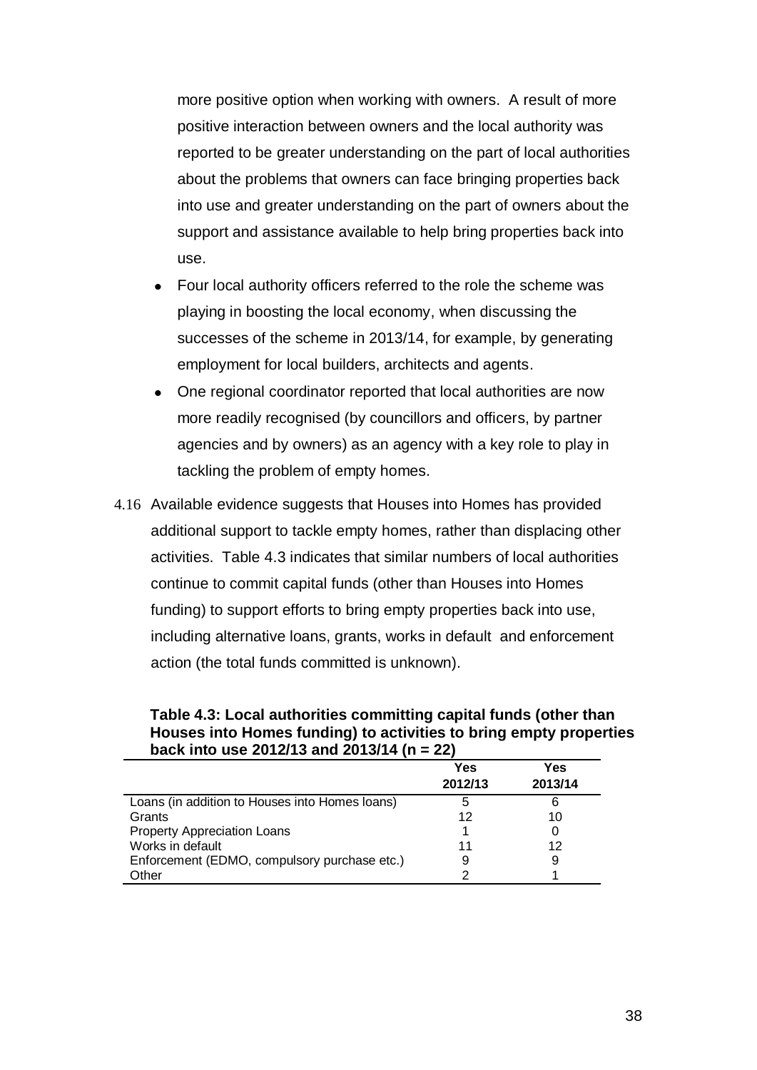more positive option when working with owners. A result of more positive interaction between owners and the local authority was reported to be greater understanding on the part of local authorities about the problems that owners can face bringing properties back into use and greater understanding on the part of owners about the support and assistance available to help bring properties back into use.

- Four local authority officers referred to the role the scheme was playing in boosting the local economy, when discussing the successes of the scheme in 2013/14, for example, by generating employment for local builders, architects and agents.
- One regional coordinator reported that local authorities are now more readily recognised (by councillors and officers, by partner agencies and by owners) as an agency with a key role to play in tackling the problem of empty homes.

4.16 Available evidence suggests that Houses into Homes has provided additional support to tackle empty homes, rather than displacing other activities. Table 4.3 indicates that similar numbers of local authorities continue to commit capital funds (other than Houses into Homes funding) to support efforts to bring empty properties back into use, including alternative loans, grants, works in default and enforcement action (the total funds committed is unknown).

**Table 4.3: Local authorities committing capital funds (other than Houses into Homes funding) to activities to bring empty properties back into use 2012/13 and 2013/14 (n = 22)**

| | Yes 2012/13 | Yes 2013/14 |
|---|---|---|
| Loans (in addition to Houses into Homes loans) | 5 | 6 |
| Grants | 12 | 10 |
| Property Appreciation Loans | 1 | 0 |
| Works in default | 11 | 12 |
| Enforcement (EDMO, compulsory purchase etc.) | 9 | 9 |
| Other | 2 | 1 |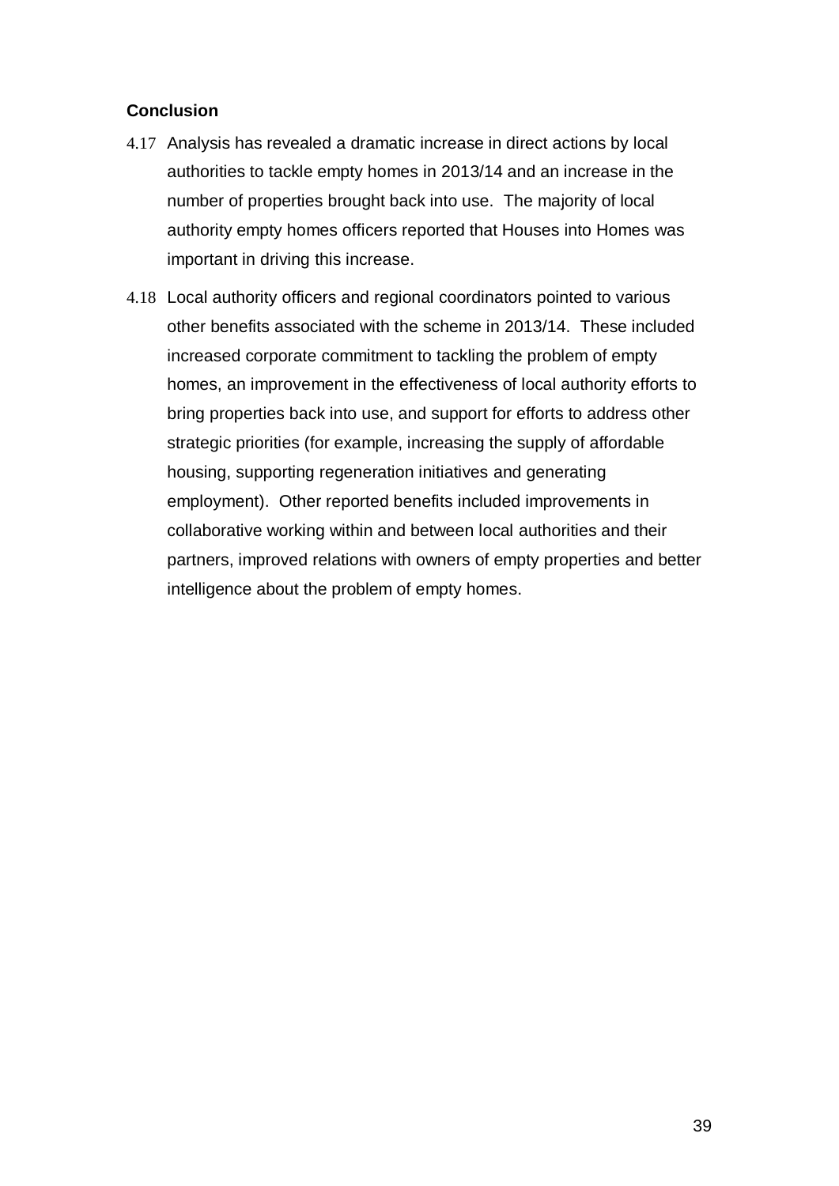**Conclusion**

4.17 Analysis has revealed a dramatic increase in direct actions by local authorities to tackle empty homes in 2013/14 and an increase in the number of properties brought back into use. The majority of local authority empty homes officers reported that Houses into Homes was important in driving this increase.

4.18 Local authority officers and regional coordinators pointed to various other benefits associated with the scheme in 2013/14. These included increased corporate commitment to tackling the problem of empty homes, an improvement in the effectiveness of local authority efforts to bring properties back into use, and support for efforts to address other strategic priorities (for example, increasing the supply of affordable housing, supporting regeneration initiatives and generating employment). Other reported benefits included improvements in collaborative working within and between local authorities and their partners, improved relations with owners of empty properties and better intelligence about the problem of empty homes.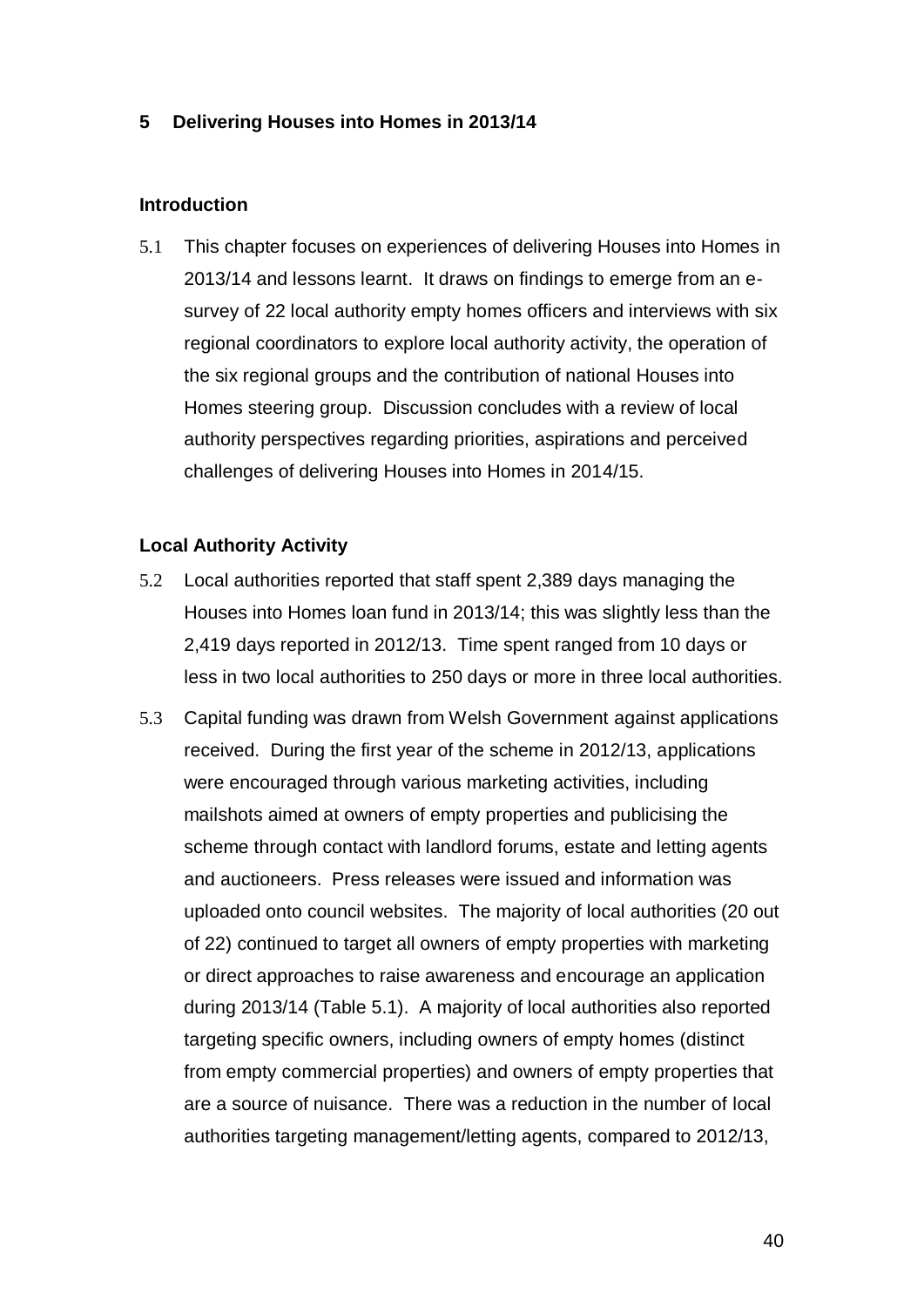## 5 Delivering Houses into Homes in 2013/14

### Introduction

5.1 This chapter focuses on experiences of delivering Houses into Homes in 2013/14 and lessons learnt. It draws on findings to emerge from an e-survey of 22 local authority empty homes officers and interviews with six regional coordinators to explore local authority activity, the operation of the six regional groups and the contribution of national Houses into Homes steering group. Discussion concludes with a review of local authority perspectives regarding priorities, aspirations and perceived challenges of delivering Houses into Homes in 2014/15.

### Local Authority Activity

5.2 Local authorities reported that staff spent 2,389 days managing the Houses into Homes loan fund in 2013/14; this was slightly less than the 2,419 days reported in 2012/13. Time spent ranged from 10 days or less in two local authorities to 250 days or more in three local authorities.

5.3 Capital funding was drawn from Welsh Government against applications received. During the first year of the scheme in 2012/13, applications were encouraged through various marketing activities, including mailshots aimed at owners of empty properties and publicising the scheme through contact with landlord forums, estate and letting agents and auctioneers. Press releases were issued and information was uploaded onto council websites. The majority of local authorities (20 out of 22) continued to target all owners of empty properties with marketing or direct approaches to raise awareness and encourage an application during 2013/14 (Table 5.1). A majority of local authorities also reported targeting specific owners, including owners of empty homes (distinct from empty commercial properties) and owners of empty properties that are a source of nuisance. There was a reduction in the number of local authorities targeting management/letting agents, compared to 2012/13,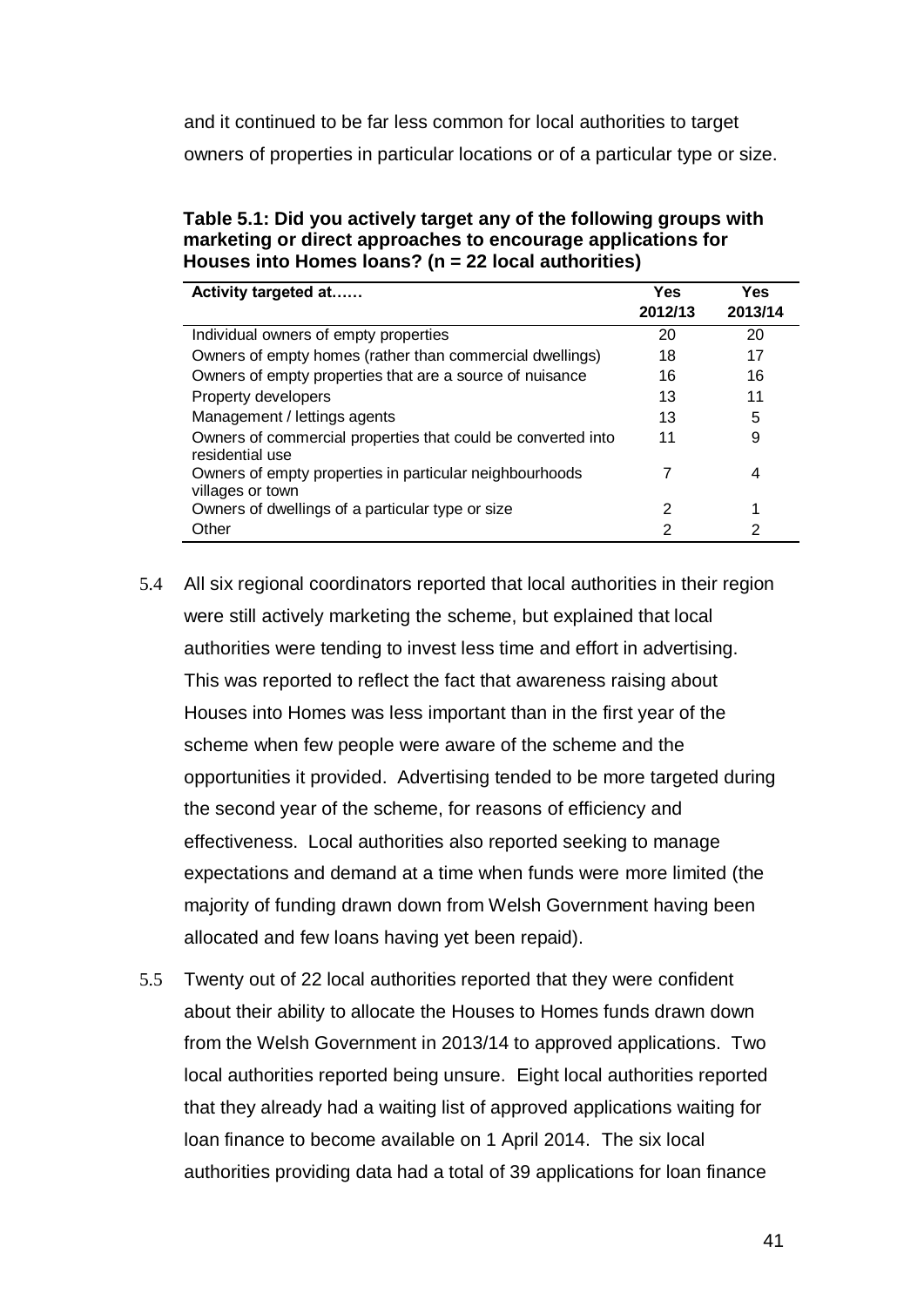and it continued to be far less common for local authorities to target owners of properties in particular locations or of a particular type or size.

**Table 5.1: Did you actively target any of the following groups with marketing or direct approaches to encourage applications for Houses into Homes loans? (n = 22 local authorities)**

| Activity targeted at…… | Yes 2012/13 | Yes 2013/14 |
|---|---|---|
| Individual owners of empty properties | 20 | 20 |
| Owners of empty homes (rather than commercial dwellings) | 18 | 17 |
| Owners of empty properties that are a source of nuisance | 16 | 16 |
| Property developers | 13 | 11 |
| Management / lettings agents | 13 | 5 |
| Owners of commercial properties that could be converted into residential use | 11 | 9 |
| Owners of empty properties in particular neighbourhoods villages or town | 7 | 4 |
| Owners of dwellings of a particular type or size | 2 | 1 |
| Other | 2 | 2 |

5.4 All six regional coordinators reported that local authorities in their region were still actively marketing the scheme, but explained that local authorities were tending to invest less time and effort in advertising. This was reported to reflect the fact that awareness raising about Houses into Homes was less important than in the first year of the scheme when few people were aware of the scheme and the opportunities it provided. Advertising tended to be more targeted during the second year of the scheme, for reasons of efficiency and effectiveness. Local authorities also reported seeking to manage expectations and demand at a time when funds were more limited (the majority of funding drawn down from Welsh Government having been allocated and few loans having yet been repaid).

5.5 Twenty out of 22 local authorities reported that they were confident about their ability to allocate the Houses to Homes funds drawn down from the Welsh Government in 2013/14 to approved applications. Two local authorities reported being unsure. Eight local authorities reported that they already had a waiting list of approved applications waiting for loan finance to become available on 1 April 2014. The six local authorities providing data had a total of 39 applications for loan finance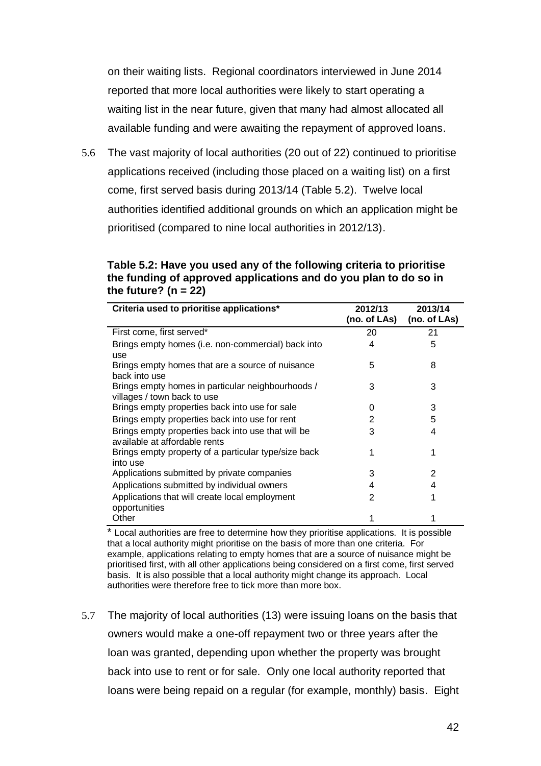on their waiting lists. Regional coordinators interviewed in June 2014 reported that more local authorities were likely to start operating a waiting list in the near future, given that many had almost allocated all available funding and were awaiting the repayment of approved loans.

5.6 The vast majority of local authorities (20 out of 22) continued to prioritise applications received (including those placed on a waiting list) on a first come, first served basis during 2013/14 (Table 5.2). Twelve local authorities identified additional grounds on which an application might be prioritised (compared to nine local authorities in 2012/13).

**Table 5.2: Have you used any of the following criteria to prioritise the funding of approved applications and do you plan to do so in the future? (n = 22)**

| Criteria used to prioritise applications* | 2012/13 (no. of LAs) | 2013/14 (no. of LAs) |
|---|---|---|
| First come, first served* | 20 | 21 |
| Brings empty homes (i.e. non-commercial) back into use | 4 | 5 |
| Brings empty homes that are a source of nuisance back into use | 5 | 8 |
| Brings empty homes in particular neighbourhoods / villages / town back to use | 3 | 3 |
| Brings empty properties back into use for sale | 0 | 3 |
| Brings empty properties back into use for rent | 2 | 5 |
| Brings empty properties back into use that will be available at affordable rents | 3 | 4 |
| Brings empty property of a particular type/size back into use | 1 | 1 |
| Applications submitted by private companies | 3 | 2 |
| Applications submitted by individual owners | 4 | 4 |
| Applications that will create local employment opportunities | 2 | 1 |
| Other | 1 | 1 |

\* Local authorities are free to determine how they prioritise applications. It is possible that a local authority might prioritise on the basis of more than one criteria. For example, applications relating to empty homes that are a source of nuisance might be prioritised first, with all other applications being considered on a first come, first served basis. It is also possible that a local authority might change its approach. Local authorities were therefore free to tick more than more box.

5.7 The majority of local authorities (13) were issuing loans on the basis that owners would make a one-off repayment two or three years after the loan was granted, depending upon whether the property was brought back into use to rent or for sale. Only one local authority reported that loans were being repaid on a regular (for example, monthly) basis. Eight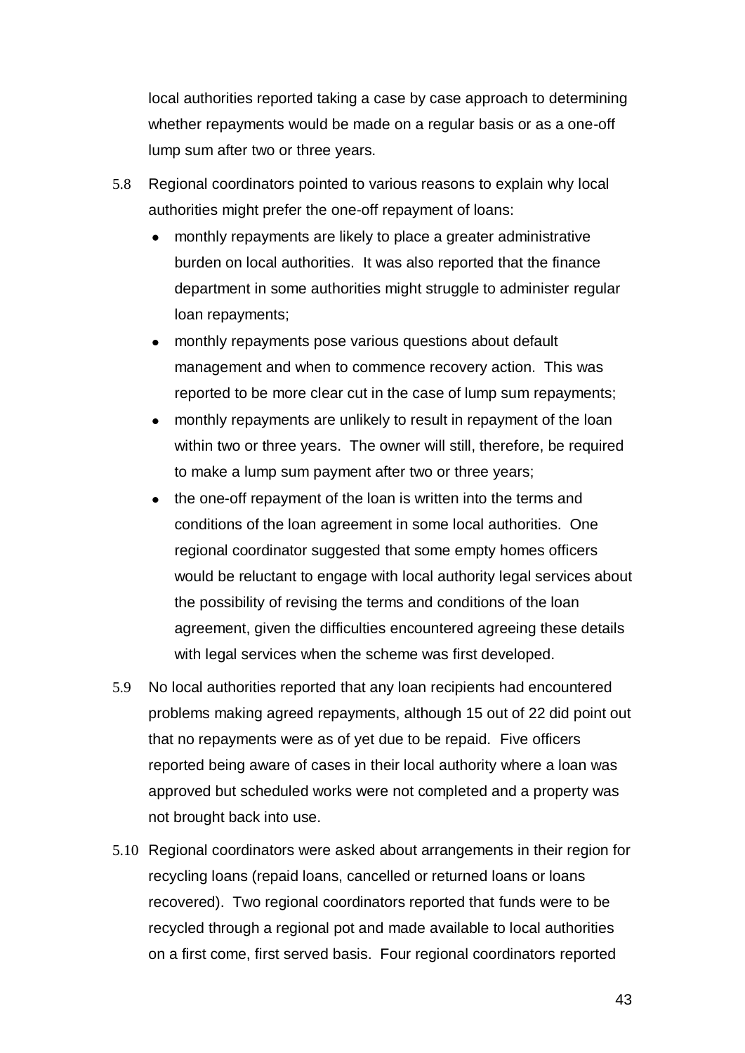local authorities reported taking a case by case approach to determining whether repayments would be made on a regular basis or as a one-off lump sum after two or three years.

5.8 Regional coordinators pointed to various reasons to explain why local authorities might prefer the one-off repayment of loans:

- monthly repayments are likely to place a greater administrative burden on local authorities. It was also reported that the finance department in some authorities might struggle to administer regular loan repayments;
- monthly repayments pose various questions about default management and when to commence recovery action. This was reported to be more clear cut in the case of lump sum repayments;
- monthly repayments are unlikely to result in repayment of the loan within two or three years. The owner will still, therefore, be required to make a lump sum payment after two or three years;
- the one-off repayment of the loan is written into the terms and conditions of the loan agreement in some local authorities. One regional coordinator suggested that some empty homes officers would be reluctant to engage with local authority legal services about the possibility of revising the terms and conditions of the loan agreement, given the difficulties encountered agreeing these details with legal services when the scheme was first developed.

5.9 No local authorities reported that any loan recipients had encountered problems making agreed repayments, although 15 out of 22 did point out that no repayments were as of yet due to be repaid. Five officers reported being aware of cases in their local authority where a loan was approved but scheduled works were not completed and a property was not brought back into use.

5.10 Regional coordinators were asked about arrangements in their region for recycling loans (repaid loans, cancelled or returned loans or loans recovered). Two regional coordinators reported that funds were to be recycled through a regional pot and made available to local authorities on a first come, first served basis. Four regional coordinators reported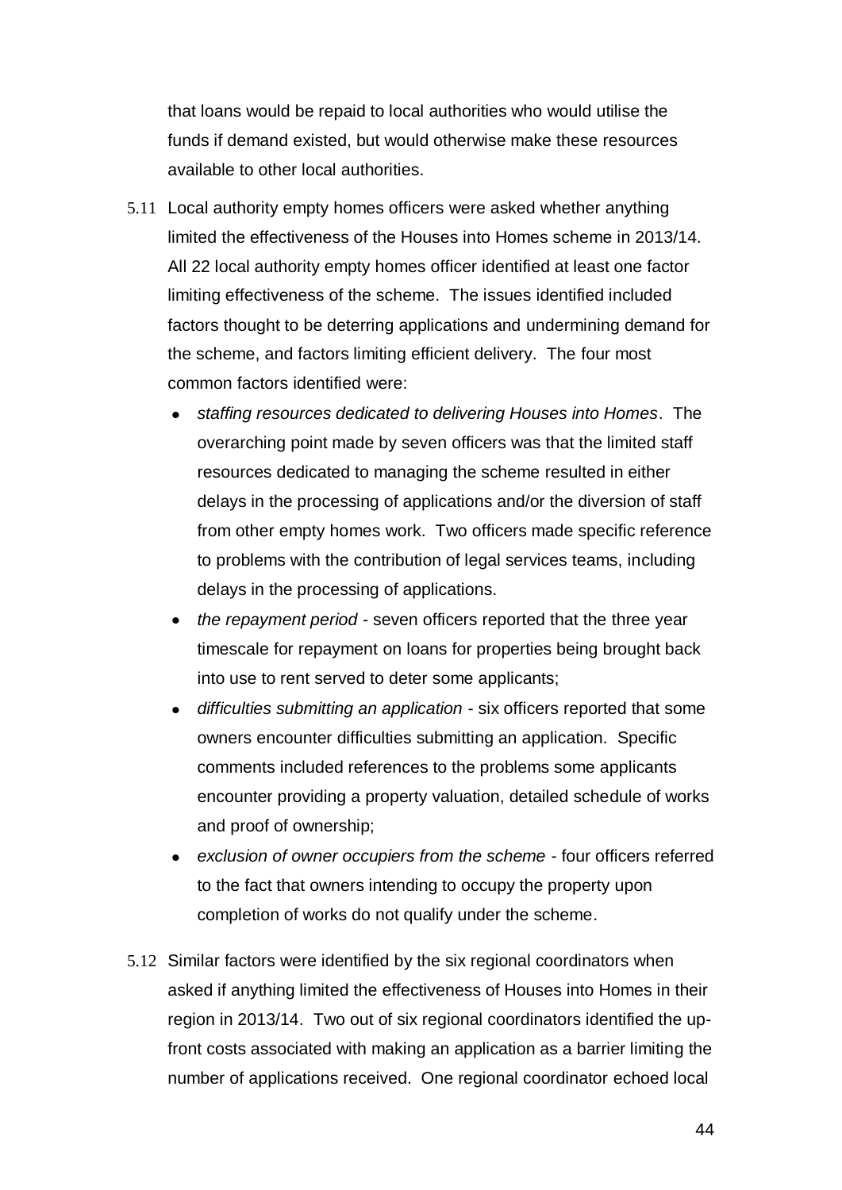that loans would be repaid to local authorities who would utilise the funds if demand existed, but would otherwise make these resources available to other local authorities.

5.11 Local authority empty homes officers were asked whether anything limited the effectiveness of the Houses into Homes scheme in 2013/14. All 22 local authority empty homes officer identified at least one factor limiting effectiveness of the scheme. The issues identified included factors thought to be deterring applications and undermining demand for the scheme, and factors limiting efficient delivery. The four most common factors identified were:

- *staffing resources dedicated to delivering Houses into Homes*. The overarching point made by seven officers was that the limited staff resources dedicated to managing the scheme resulted in either delays in the processing of applications and/or the diversion of staff from other empty homes work. Two officers made specific reference to problems with the contribution of legal services teams, including delays in the processing of applications.
- *the repayment period* - seven officers reported that the three year timescale for repayment on loans for properties being brought back into use to rent served to deter some applicants;
- *difficulties submitting an application* - six officers reported that some owners encounter difficulties submitting an application. Specific comments included references to the problems some applicants encounter providing a property valuation, detailed schedule of works and proof of ownership;
- *exclusion of owner occupiers from the scheme* - four officers referred to the fact that owners intending to occupy the property upon completion of works do not qualify under the scheme.

5.12 Similar factors were identified by the six regional coordinators when asked if anything limited the effectiveness of Houses into Homes in their region in 2013/14. Two out of six regional coordinators identified the up-front costs associated with making an application as a barrier limiting the number of applications received. One regional coordinator echoed local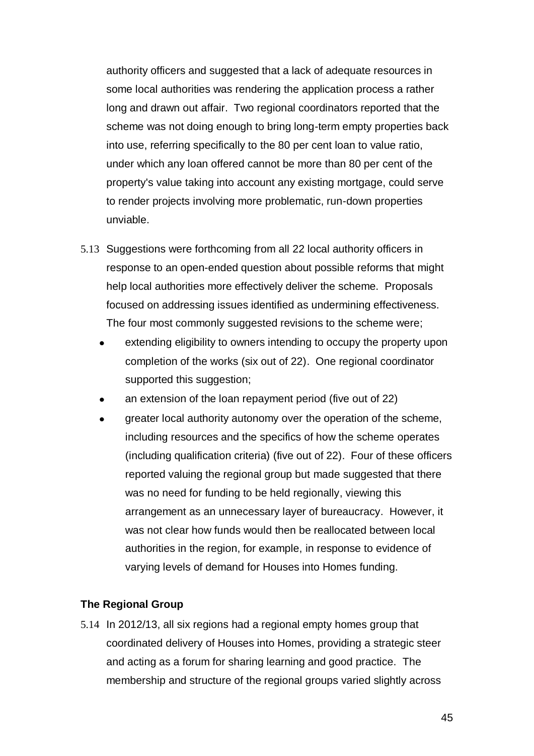authority officers and suggested that a lack of adequate resources in some local authorities was rendering the application process a rather long and drawn out affair. Two regional coordinators reported that the scheme was not doing enough to bring long-term empty properties back into use, referring specifically to the 80 per cent loan to value ratio, under which any loan offered cannot be more than 80 per cent of the property's value taking into account any existing mortgage, could serve to render projects involving more problematic, run-down properties unviable.

5.13 Suggestions were forthcoming from all 22 local authority officers in response to an open-ended question about possible reforms that might help local authorities more effectively deliver the scheme. Proposals focused on addressing issues identified as undermining effectiveness. The four most commonly suggested revisions to the scheme were;

- extending eligibility to owners intending to occupy the property upon completion of the works (six out of 22). One regional coordinator supported this suggestion;
- an extension of the loan repayment period (five out of 22)
- greater local authority autonomy over the operation of the scheme, including resources and the specifics of how the scheme operates (including qualification criteria) (five out of 22). Four of these officers reported valuing the regional group but made suggested that there was no need for funding to be held regionally, viewing this arrangement as an unnecessary layer of bureaucracy. However, it was not clear how funds would then be reallocated between local authorities in the region, for example, in response to evidence of varying levels of demand for Houses into Homes funding.

**The Regional Group**

5.14 In 2012/13, all six regions had a regional empty homes group that coordinated delivery of Houses into Homes, providing a strategic steer and acting as a forum for sharing learning and good practice. The membership and structure of the regional groups varied slightly across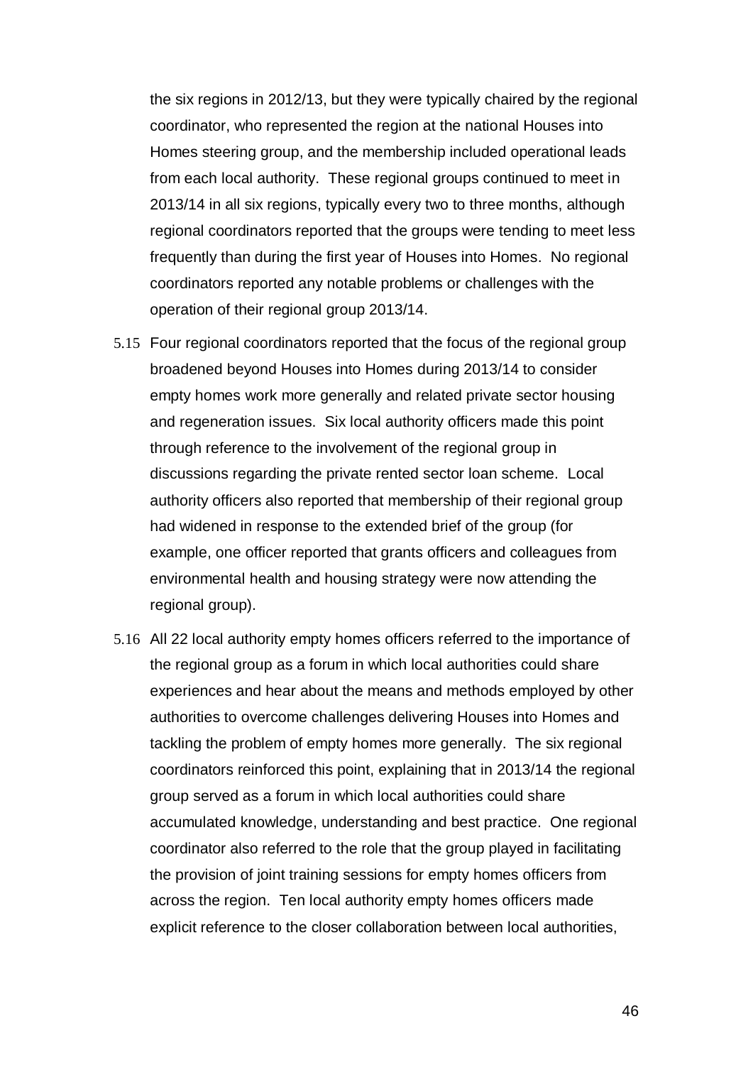the six regions in 2012/13, but they were typically chaired by the regional coordinator, who represented the region at the national Houses into Homes steering group, and the membership included operational leads from each local authority. These regional groups continued to meet in 2013/14 in all six regions, typically every two to three months, although regional coordinators reported that the groups were tending to meet less frequently than during the first year of Houses into Homes. No regional coordinators reported any notable problems or challenges with the operation of their regional group 2013/14.

5.15 Four regional coordinators reported that the focus of the regional group broadened beyond Houses into Homes during 2013/14 to consider empty homes work more generally and related private sector housing and regeneration issues. Six local authority officers made this point through reference to the involvement of the regional group in discussions regarding the private rented sector loan scheme. Local authority officers also reported that membership of their regional group had widened in response to the extended brief of the group (for example, one officer reported that grants officers and colleagues from environmental health and housing strategy were now attending the regional group).

5.16 All 22 local authority empty homes officers referred to the importance of the regional group as a forum in which local authorities could share experiences and hear about the means and methods employed by other authorities to overcome challenges delivering Houses into Homes and tackling the problem of empty homes more generally. The six regional coordinators reinforced this point, explaining that in 2013/14 the regional group served as a forum in which local authorities could share accumulated knowledge, understanding and best practice. One regional coordinator also referred to the role that the group played in facilitating the provision of joint training sessions for empty homes officers from across the region. Ten local authority empty homes officers made explicit reference to the closer collaboration between local authorities,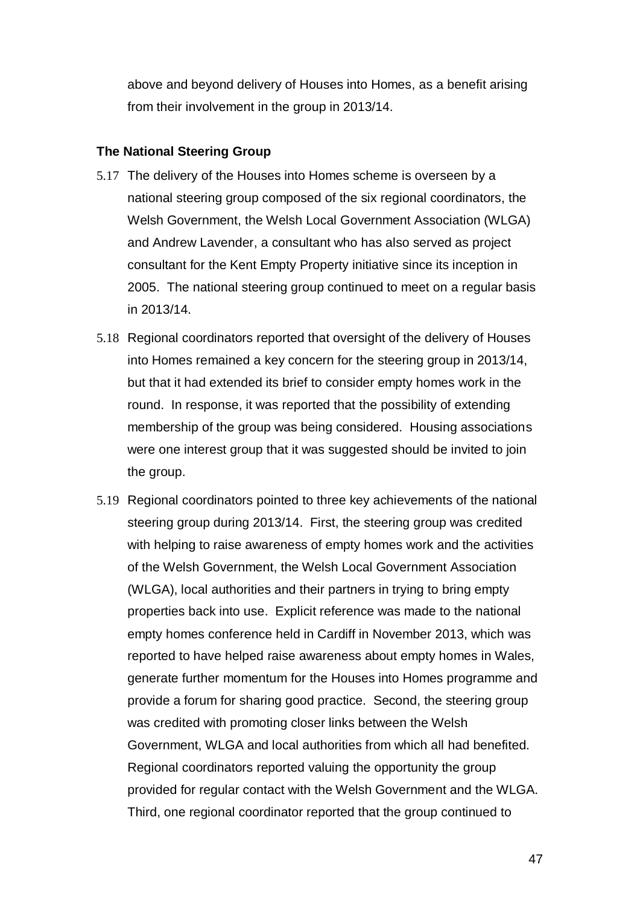above and beyond delivery of Houses into Homes, as a benefit arising from their involvement in the group in 2013/14.

**The National Steering Group**

5.17 The delivery of the Houses into Homes scheme is overseen by a national steering group composed of the six regional coordinators, the Welsh Government, the Welsh Local Government Association (WLGA) and Andrew Lavender, a consultant who has also served as project consultant for the Kent Empty Property initiative since its inception in 2005. The national steering group continued to meet on a regular basis in 2013/14.

5.18 Regional coordinators reported that oversight of the delivery of Houses into Homes remained a key concern for the steering group in 2013/14, but that it had extended its brief to consider empty homes work in the round. In response, it was reported that the possibility of extending membership of the group was being considered. Housing associations were one interest group that it was suggested should be invited to join the group.

5.19 Regional coordinators pointed to three key achievements of the national steering group during 2013/14. First, the steering group was credited with helping to raise awareness of empty homes work and the activities of the Welsh Government, the Welsh Local Government Association (WLGA), local authorities and their partners in trying to bring empty properties back into use. Explicit reference was made to the national empty homes conference held in Cardiff in November 2013, which was reported to have helped raise awareness about empty homes in Wales, generate further momentum for the Houses into Homes programme and provide a forum for sharing good practice. Second, the steering group was credited with promoting closer links between the Welsh Government, WLGA and local authorities from which all had benefited. Regional coordinators reported valuing the opportunity the group provided for regular contact with the Welsh Government and the WLGA. Third, one regional coordinator reported that the group continued to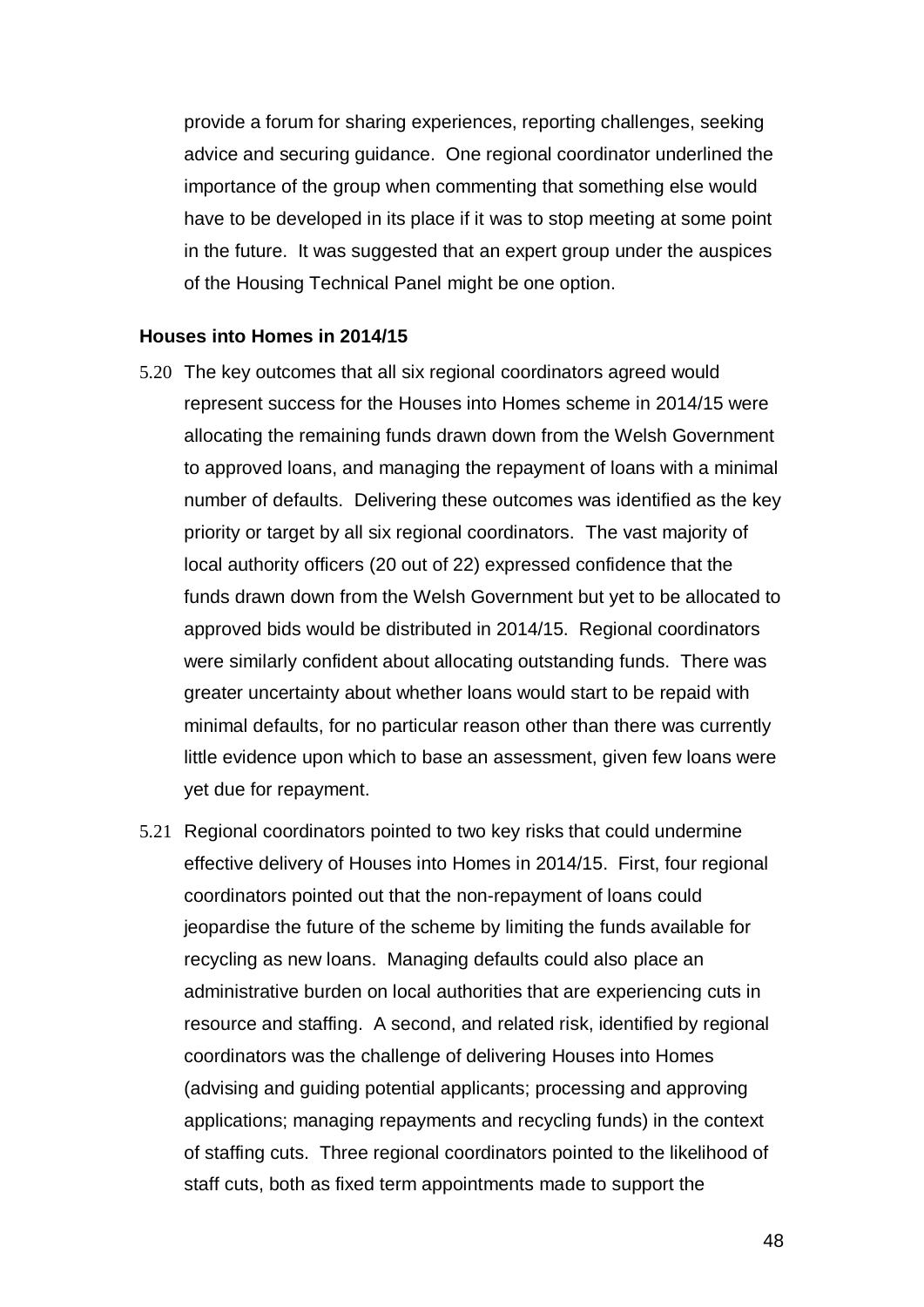provide a forum for sharing experiences, reporting challenges, seeking advice and securing guidance. One regional coordinator underlined the importance of the group when commenting that something else would have to be developed in its place if it was to stop meeting at some point in the future. It was suggested that an expert group under the auspices of the Housing Technical Panel might be one option.

**Houses into Homes in 2014/15**

5.20 The key outcomes that all six regional coordinators agreed would represent success for the Houses into Homes scheme in 2014/15 were allocating the remaining funds drawn down from the Welsh Government to approved loans, and managing the repayment of loans with a minimal number of defaults. Delivering these outcomes was identified as the key priority or target by all six regional coordinators. The vast majority of local authority officers (20 out of 22) expressed confidence that the funds drawn down from the Welsh Government but yet to be allocated to approved bids would be distributed in 2014/15. Regional coordinators were similarly confident about allocating outstanding funds. There was greater uncertainty about whether loans would start to be repaid with minimal defaults, for no particular reason other than there was currently little evidence upon which to base an assessment, given few loans were yet due for repayment.

5.21 Regional coordinators pointed to two key risks that could undermine effective delivery of Houses into Homes in 2014/15. First, four regional coordinators pointed out that the non-repayment of loans could jeopardise the future of the scheme by limiting the funds available for recycling as new loans. Managing defaults could also place an administrative burden on local authorities that are experiencing cuts in resource and staffing. A second, and related risk, identified by regional coordinators was the challenge of delivering Houses into Homes (advising and guiding potential applicants; processing and approving applications; managing repayments and recycling funds) in the context of staffing cuts. Three regional coordinators pointed to the likelihood of staff cuts, both as fixed term appointments made to support the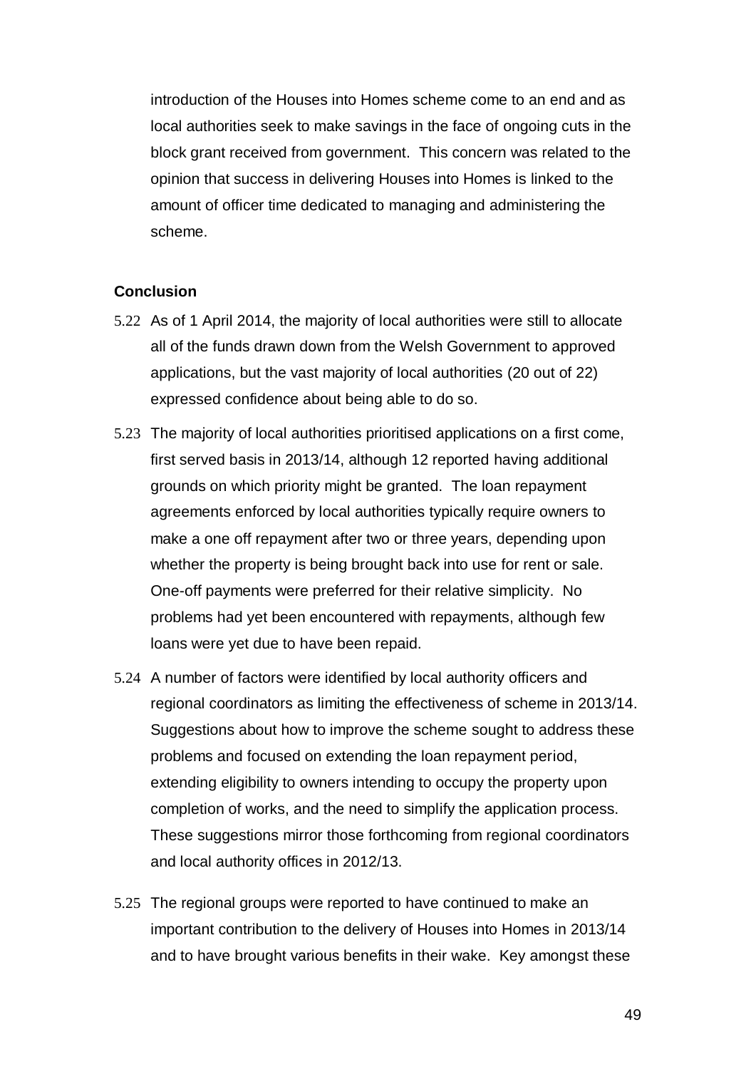introduction of the Houses into Homes scheme come to an end and as local authorities seek to make savings in the face of ongoing cuts in the block grant received from government. This concern was related to the opinion that success in delivering Houses into Homes is linked to the amount of officer time dedicated to managing and administering the scheme.

**Conclusion**

5.22 As of 1 April 2014, the majority of local authorities were still to allocate all of the funds drawn down from the Welsh Government to approved applications, but the vast majority of local authorities (20 out of 22) expressed confidence about being able to do so.

5.23 The majority of local authorities prioritised applications on a first come, first served basis in 2013/14, although 12 reported having additional grounds on which priority might be granted. The loan repayment agreements enforced by local authorities typically require owners to make a one off repayment after two or three years, depending upon whether the property is being brought back into use for rent or sale. One-off payments were preferred for their relative simplicity. No problems had yet been encountered with repayments, although few loans were yet due to have been repaid.

5.24 A number of factors were identified by local authority officers and regional coordinators as limiting the effectiveness of scheme in 2013/14. Suggestions about how to improve the scheme sought to address these problems and focused on extending the loan repayment period, extending eligibility to owners intending to occupy the property upon completion of works, and the need to simplify the application process. These suggestions mirror those forthcoming from regional coordinators and local authority offices in 2012/13.

5.25 The regional groups were reported to have continued to make an important contribution to the delivery of Houses into Homes in 2013/14 and to have brought various benefits in their wake. Key amongst these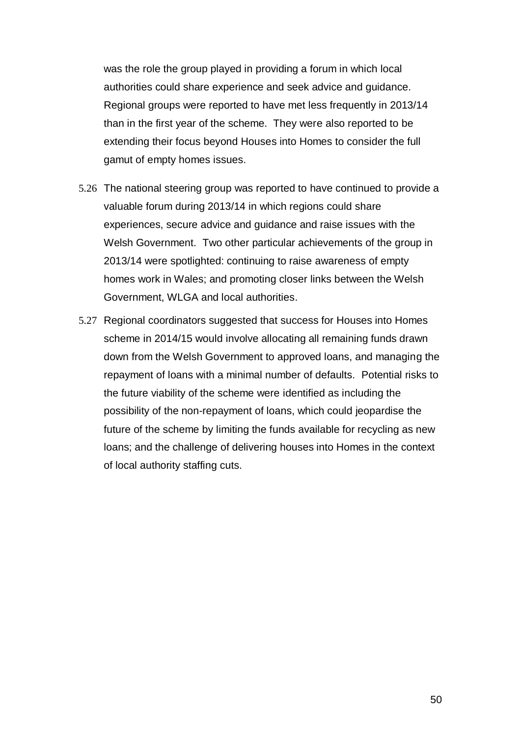was the role the group played in providing a forum in which local authorities could share experience and seek advice and guidance. Regional groups were reported to have met less frequently in 2013/14 than in the first year of the scheme. They were also reported to be extending their focus beyond Houses into Homes to consider the full gamut of empty homes issues.

5.26 The national steering group was reported to have continued to provide a valuable forum during 2013/14 in which regions could share experiences, secure advice and guidance and raise issues with the Welsh Government. Two other particular achievements of the group in 2013/14 were spotlighted: continuing to raise awareness of empty homes work in Wales; and promoting closer links between the Welsh Government, WLGA and local authorities.

5.27 Regional coordinators suggested that success for Houses into Homes scheme in 2014/15 would involve allocating all remaining funds drawn down from the Welsh Government to approved loans, and managing the repayment of loans with a minimal number of defaults. Potential risks to the future viability of the scheme were identified as including the possibility of the non-repayment of loans, which could jeopardise the future of the scheme by limiting the funds available for recycling as new loans; and the challenge of delivering houses into Homes in the context of local authority staffing cuts.